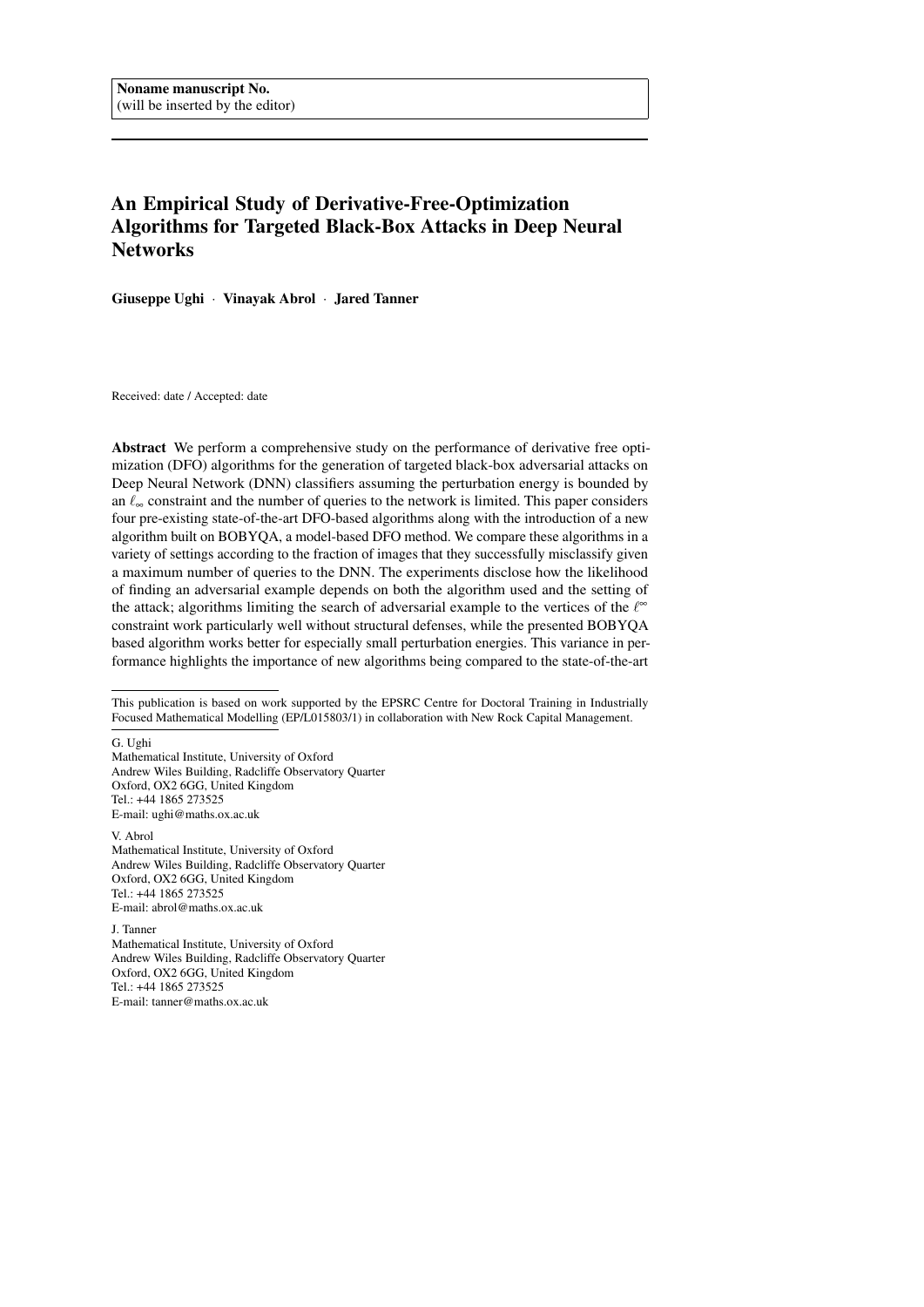**Noname manuscript No.**
(will be inserted by the editor)

# An Empirical Study of Derivative-Free-Optimization Algorithms for Targeted Black-Box Attacks in Deep Neural Networks

**Giuseppe Ughi** · **Vinayak Abrol** · **Jared Tanner**

Received: date / Accepted: date

**Abstract** We perform a comprehensive study on the performance of derivative free optimization (DFO) algorithms for the generation of targeted black-box adversarial attacks on Deep Neural Network (DNN) classifiers assuming the perturbation energy is bounded by an $\ell_\infty$ constraint and the number of queries to the network is limited. This paper considers four pre-existing state-of-the-art DFO-based algorithms along with the introduction of a new algorithm built on BOBYQA, a model-based DFO method. We compare these algorithms in a variety of settings according to the fraction of images that they successfully misclassify given a maximum number of queries to the DNN. The experiments disclose how the likelihood of finding an adversarial example depends on both the algorithm used and the setting of the attack; algorithms limiting the search of adversarial example to the vertices of the $\ell^\infty$ constraint work particularly well without structural defenses, while the presented BOBYQA based algorithm works better for especially small perturbation energies. This variance in performance highlights the importance of new algorithms being compared to the state-of-the-art

---

This publication is based on work supported by the EPSRC Centre for Doctoral Training in Industrially Focused Mathematical Modelling (EP/L015803/1) in collaboration with New Rock Capital Management.

---

G. Ughi
Mathematical Institute, University of Oxford
Andrew Wiles Building, Radcliffe Observatory Quarter
Oxford, OX2 6GG, United Kingdom
Tel.: +44 1865 273525
E-mail: ughi@maths.ox.ac.uk

V. Abrol
Mathematical Institute, University of Oxford
Andrew Wiles Building, Radcliffe Observatory Quarter
Oxford, OX2 6GG, United Kingdom
Tel.: +44 1865 273525
E-mail: abrol@maths.ox.ac.uk

J. Tanner
Mathematical Institute, University of Oxford
Andrew Wiles Building, Radcliffe Observatory Quarter
Oxford, OX2 6GG, United Kingdom
Tel.: +44 1865 273525
E-mail: tanner@maths.ox.ac.uk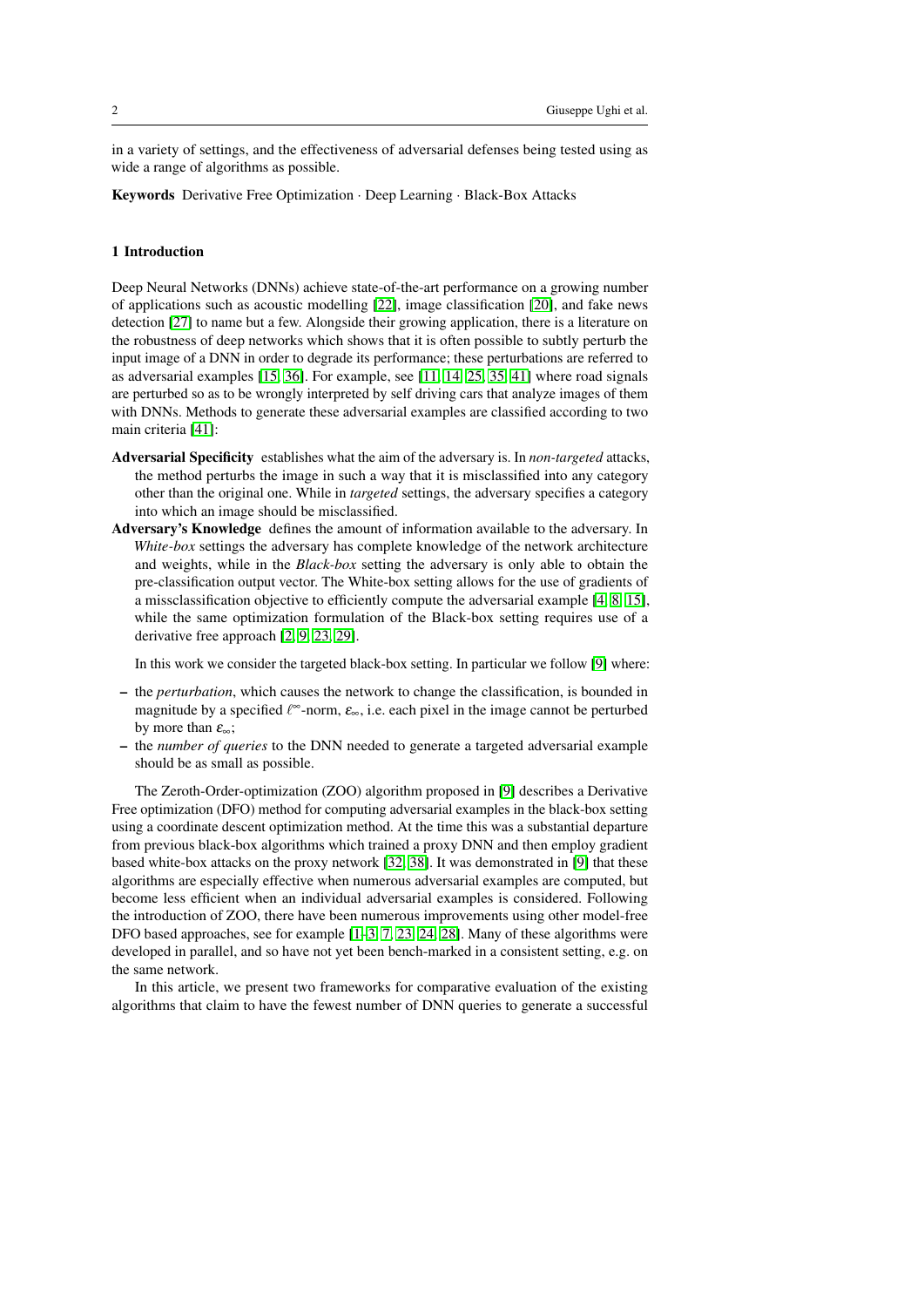in a variety of settings, and the effectiveness of adversarial defenses being tested using as wide a range of algorithms as possible.

**Keywords** Derivative Free Optimization · Deep Learning · Black-Box Attacks

## 1 Introduction

Deep Neural Networks (DNNs) achieve state-of-the-art performance on a growing number of applications such as acoustic modelling [22], image classification [20], and fake news detection [27] to name but a few. Alongside their growing application, there is a literature on the robustness of deep networks which shows that it is often possible to subtly perturb the input image of a DNN in order to degrade its performance; these perturbations are referred to as adversarial examples [15, 36]. For example, see [11, 14, 25, 35, 41] where road signals are perturbed so as to be wrongly interpreted by self driving cars that analyze images of them with DNNs. Methods to generate these adversarial examples are classified according to two main criteria [41]:

**Adversarial Specificity** establishes what the aim of the adversary is. In *non-targeted* attacks, the method perturbs the image in such a way that it is misclassified into any category other than the original one. While in *targeted* settings, the adversary specifies a category into which an image should be misclassified.

**Adversary's Knowledge** defines the amount of information available to the adversary. In *White-box* settings the adversary has complete knowledge of the network architecture and weights, while in the *Black-box* setting the adversary is only able to obtain the pre-classification output vector. The White-box setting allows for the use of gradients of a missclassification objective to efficiently compute the adversarial example [4, 8, 15], while the same optimization formulation of the Black-box setting requires use of a derivative free approach [2, 9, 23, 29].

In this work we consider the targeted black-box setting. In particular we follow [9] where:

- the *perturbation*, which causes the network to change the classification, is bounded in magnitude by a specified $\ell^\infty$-norm, $\varepsilon_\infty$, i.e. each pixel in the image cannot be perturbed by more than $\varepsilon_\infty$;
- the *number of queries* to the DNN needed to generate a targeted adversarial example should be as small as possible.

The Zeroth-Order-optimization (ZOO) algorithm proposed in [9] describes a Derivative Free optimization (DFO) method for computing adversarial examples in the black-box setting using a coordinate descent optimization method. At the time this was a substantial departure from previous black-box algorithms which trained a proxy DNN and then employ gradient based white-box attacks on the proxy network [32, 38]. It was demonstrated in [9] that these algorithms are especially effective when numerous adversarial examples are computed, but become less efficient when an individual adversarial examples is considered. Following the introduction of ZOO, there have been numerous improvements using other model-free DFO based approaches, see for example [1–3, 7, 23, 24, 28]. Many of these algorithms were developed in parallel, and so have not yet been bench-marked in a consistent setting, e.g. on the same network.

In this article, we present two frameworks for comparative evaluation of the existing algorithms that claim to have the fewest number of DNN queries to generate a successful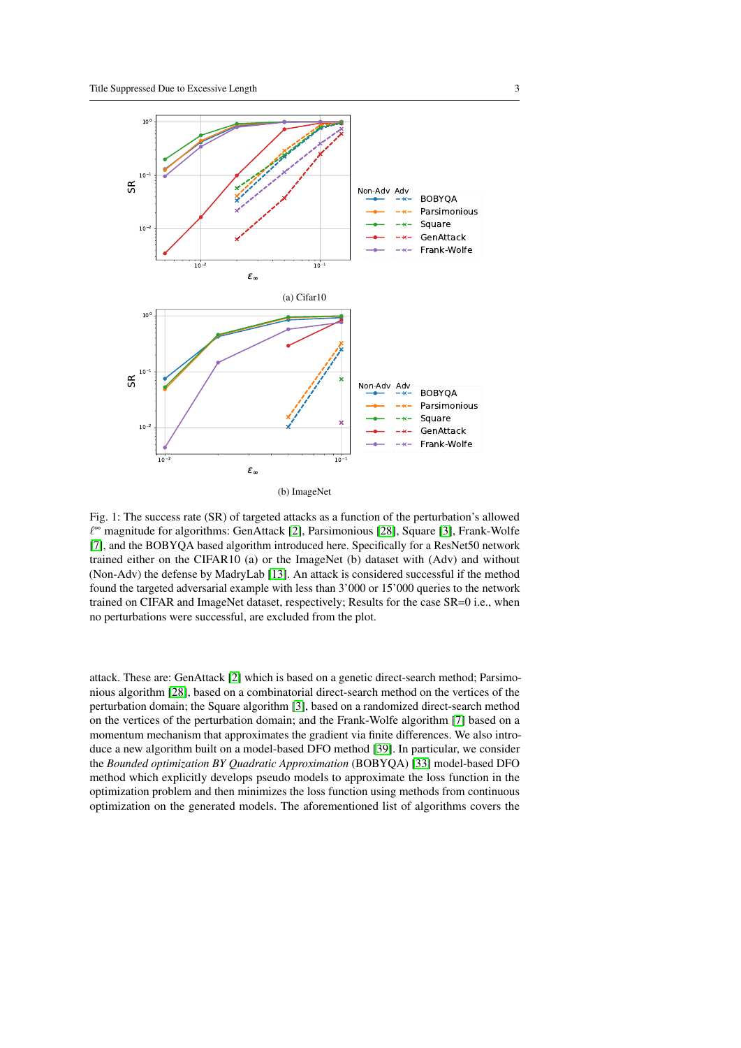(a) Cifar10

(b) ImageNet

Fig. 1: The success rate (SR) of targeted attacks as a function of the perturbation's allowed $\ell^\infty$ magnitude for algorithms: GenAttack [2], Parsimonious [28], Square [3], Frank-Wolfe [7], and the BOBYQA based algorithm introduced here. Specifically for a ResNet50 network trained either on the CIFAR10 (a) or the ImageNet (b) dataset with (Adv) and without (Non-Adv) the defense by MadryLab [13]. An attack is considered successful if the method found the targeted adversarial example with less than 3'000 or 15'000 queries to the network trained on CIFAR and ImageNet dataset, respectively; Results for the case SR=0 i.e., when no perturbations were successful, are excluded from the plot.

attack. These are: GenAttack [2] which is based on a genetic direct-search method; Parsimonious algorithm [28], based on a combinatorial direct-search method on the vertices of the perturbation domain; the Square algorithm [3], based on a randomized direct-search method on the vertices of the perturbation domain; and the Frank-Wolfe algorithm [7] based on a momentum mechanism that approximates the gradient via finite differences. We also introduce a new algorithm built on a model-based DFO method [39]. In particular, we consider the *Bounded optimization BY Quadratic Approximation* (BOBYQA) [33] model-based DFO method which explicitly develops pseudo models to approximate the loss function in the optimization problem and then minimizes the loss function using methods from continuous optimization on the generated models. The aforementioned list of algorithms covers the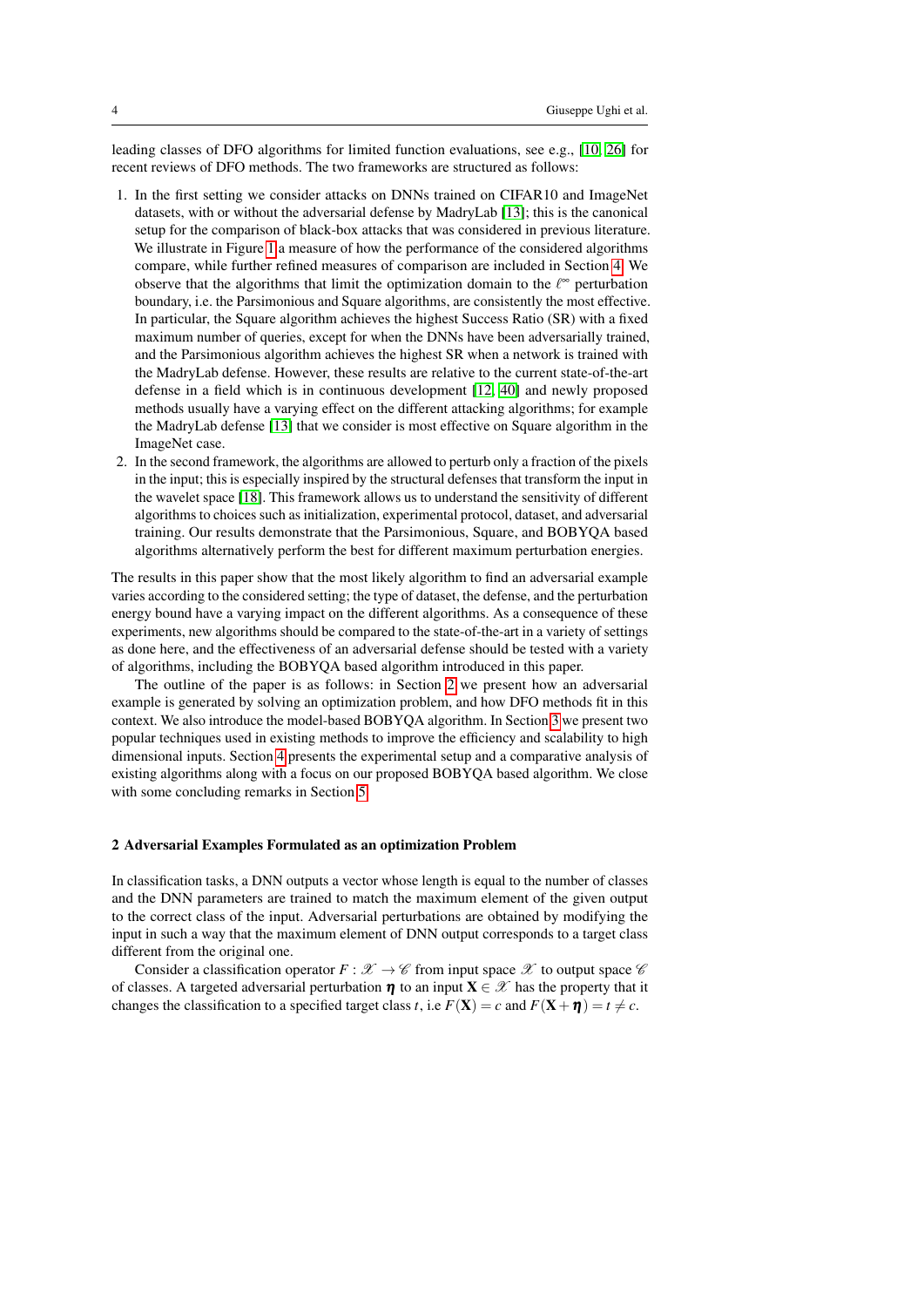leading classes of DFO algorithms for limited function evaluations, see e.g., [10, 26] for recent reviews of DFO methods. The two frameworks are structured as follows:

1. In the first setting we consider attacks on DNNs trained on CIFAR10 and ImageNet datasets, with or without the adversarial defense by MadryLab [13]; this is the canonical setup for the comparison of black-box attacks that was considered in previous literature. We illustrate in Figure 1 a measure of how the performance of the considered algorithms compare, while further refined measures of comparison are included in Section 4. We observe that the algorithms that limit the optimization domain to the $\ell^\infty$ perturbation boundary, i.e. the Parsimonious and Square algorithms, are consistently the most effective. In particular, the Square algorithm achieves the highest Success Ratio (SR) with a fixed maximum number of queries, except for when the DNNs have been adversarially trained, and the Parsimonious algorithm achieves the highest SR when a network is trained with the MadryLab defense. However, these results are relative to the current state-of-the-art defense in a field which is in continuous development [12, 40] and newly proposed methods usually have a varying effect on the different attacking algorithms; for example the MadryLab defense [13] that we consider is most effective on Square algorithm in the ImageNet case.
2. In the second framework, the algorithms are allowed to perturb only a fraction of the pixels in the input; this is especially inspired by the structural defenses that transform the input in the wavelet space [18]. This framework allows us to understand the sensitivity of different algorithms to choices such as initialization, experimental protocol, dataset, and adversarial training. Our results demonstrate that the Parsimonious, Square, and BOBYQA based algorithms alternatively perform the best for different maximum perturbation energies.

The results in this paper show that the most likely algorithm to find an adversarial example varies according to the considered setting; the type of dataset, the defense, and the perturbation energy bound have a varying impact on the different algorithms. As a consequence of these experiments, new algorithms should be compared to the state-of-the-art in a variety of settings as done here, and the effectiveness of an adversarial defense should be tested with a variety of algorithms, including the BOBYQA based algorithm introduced in this paper.

The outline of the paper is as follows: in Section 2 we present how an adversarial example is generated by solving an optimization problem, and how DFO methods fit in this context. We also introduce the model-based BOBYQA algorithm. In Section 3 we present two popular techniques used in existing methods to improve the efficiency and scalability to high dimensional inputs. Section 4 presents the experimental setup and a comparative analysis of existing algorithms along with a focus on our proposed BOBYQA based algorithm. We close with some concluding remarks in Section 5.

## 2 Adversarial Examples Formulated as an optimization Problem

In classification tasks, a DNN outputs a vector whose length is equal to the number of classes and the DNN parameters are trained to match the maximum element of the given output to the correct class of the input. Adversarial perturbations are obtained by modifying the input in such a way that the maximum element of DNN output corresponds to a target class different from the original one.

Consider a classification operator $F : \mathscr{X} \to \mathscr{C}$ from input space $\mathscr{X}$ to output space $\mathscr{C}$ of classes. A targeted adversarial perturbation $\boldsymbol{\eta}$ to an input $\mathbf{X} \in \mathscr{X}$ has the property that it changes the classification to a specified target class $t$, i.e $F(\mathbf{X}) = c$ and $F(\mathbf{X} + \boldsymbol{\eta}) = t \neq c$.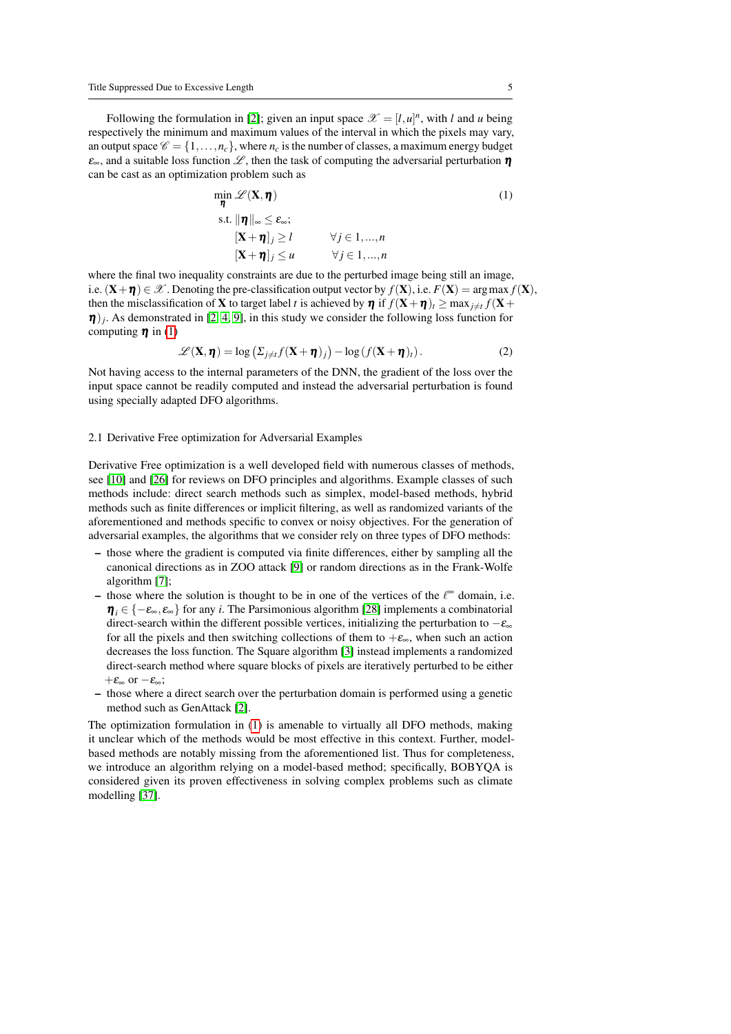Following the formulation in [2]; given an input space $\mathscr{X} = [l,u]^n$, with $l$ and $u$ being respectively the minimum and maximum values of the interval in which the pixels may vary, an output space $\mathscr{C} = \{1,\ldots,n_c\}$, where $n_c$ is the number of classes, a maximum energy budget $\varepsilon_\infty$, and a suitable loss function $\mathscr{L}$, then the task of computing the adversarial perturbation $\boldsymbol{\eta}$ can be cast as an optimization problem such as

$$
\begin{aligned}
\min_{\boldsymbol{\eta}}\ & \mathscr{L}(\mathbf{X},\boldsymbol{\eta}) \\
\text{s.t. } & \|\boldsymbol{\eta}\|_\infty \leq \varepsilon_\infty; \\
& [\mathbf{X}+\boldsymbol{\eta}]_j \geq l \qquad \forall j \in 1,\ldots,n \\
& [\mathbf{X}+\boldsymbol{\eta}]_j \leq u \qquad \forall j \in 1,\ldots,n
\end{aligned}
\tag{1}
$$

where the final two inequality constraints are due to the perturbed image being still an image, i.e. $(\mathbf{X}+\boldsymbol{\eta}) \in \mathscr{X}$. Denoting the pre-classification output vector by $f(\mathbf{X})$, i.e. $F(\mathbf{X}) = \arg\max f(\mathbf{X})$, then the misclassification of $\mathbf{X}$ to target label $t$ is achieved by $\boldsymbol{\eta}$ if $f(\mathbf{X}+\boldsymbol{\eta})_t \geq \max_{j\neq t} f(\mathbf{X}+\boldsymbol{\eta})_j$. As demonstrated in [2, 4, 9], in this study we consider the following loss function for computing $\boldsymbol{\eta}$ in (1)

$$
\mathscr{L}(\mathbf{X},\boldsymbol{\eta}) = \log\left(\Sigma_{j\neq t} f(\mathbf{X}+\boldsymbol{\eta})_j\right) - \log\left(f(\mathbf{X}+\boldsymbol{\eta})_t\right). \tag{2}
$$

Not having access to the internal parameters of the DNN, the gradient of the loss over the input space cannot be readily computed and instead the adversarial perturbation is found using specially adapted DFO algorithms.

### 2.1 Derivative Free optimization for Adversarial Examples

Derivative Free optimization is a well developed field with numerous classes of methods, see [10] and [26] for reviews on DFO principles and algorithms. Example classes of such methods include: direct search methods such as simplex, model-based methods, hybrid methods such as finite differences or implicit filtering, as well as randomized variants of the aforementioned and methods specific to convex or noisy objectives. For the generation of adversarial examples, the algorithms that we consider rely on three types of DFO methods:

- those where the gradient is computed via finite differences, either by sampling all the canonical directions as in ZOO attack [9] or random directions as in the Frank-Wolfe algorithm [7];
- those where the solution is thought to be in one of the vertices of the $\ell^\infty$ domain, i.e. $\boldsymbol{\eta}_i \in \{-\varepsilon_\infty, \varepsilon_\infty\}$ for any $i$. The Parsimonious algorithm [28] implements a combinatorial direct-search within the different possible vertices, initializing the perturbation to $-\varepsilon_\infty$ for all the pixels and then switching collections of them to $+\varepsilon_\infty$, when such an action decreases the loss function. The Square algorithm [3] instead implements a randomized direct-search method where square blocks of pixels are iteratively perturbed to be either $+\varepsilon_\infty$ or $-\varepsilon_\infty$;
- those where a direct search over the perturbation domain is performed using a genetic method such as GenAttack [2].

The optimization formulation in (1) is amenable to virtually all DFO methods, making it unclear which of the methods would be most effective in this context. Further, model-based methods are notably missing from the aforementioned list. Thus for completeness, we introduce an algorithm relying on a model-based method; specifically, BOBYQA is considered given its proven effectiveness in solving complex problems such as climate modelling [37].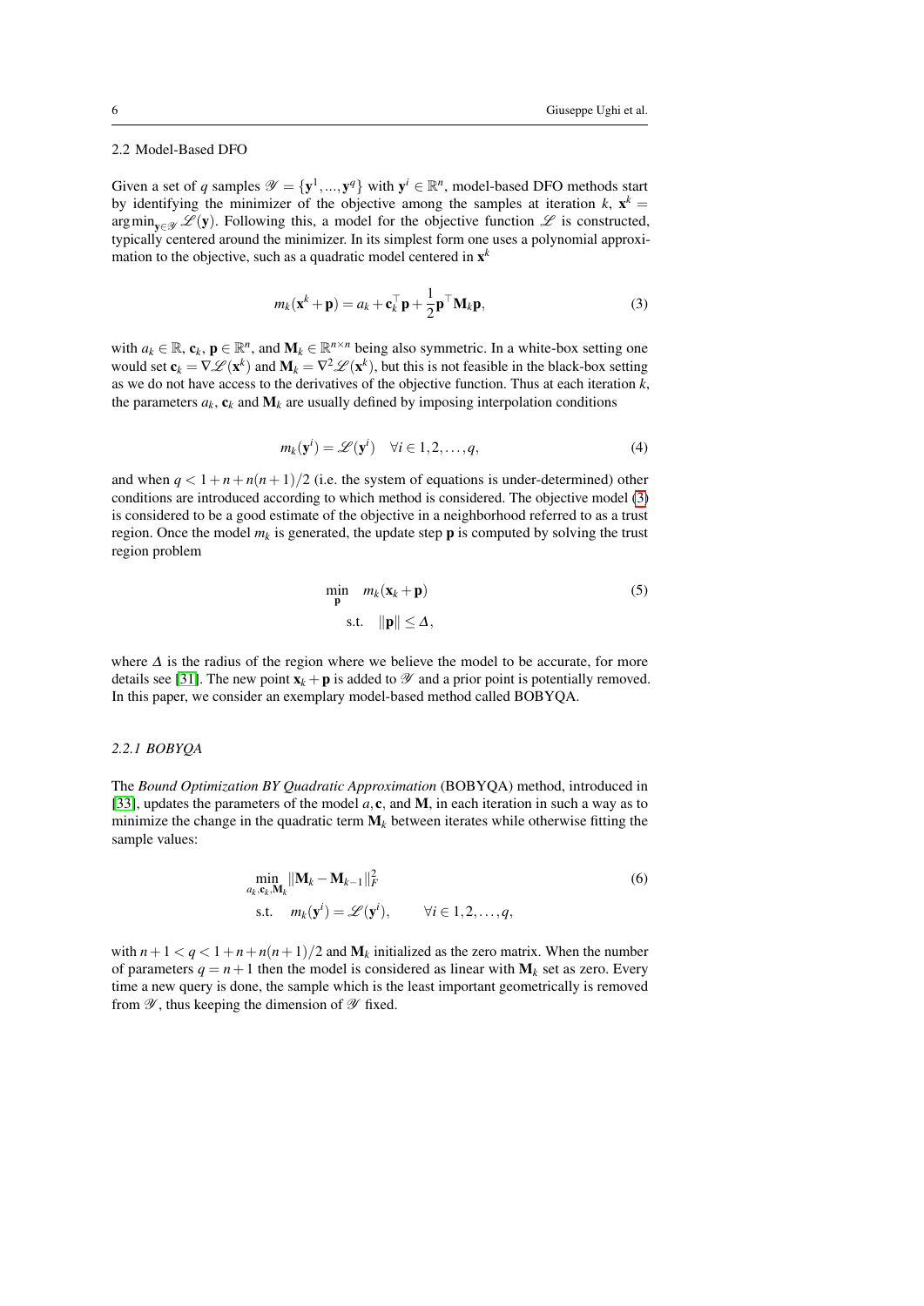## 2.2 Model-Based DFO

Given a set of $q$ samples $\mathscr{Y} = \{\mathbf{y}^1, ..., \mathbf{y}^q\}$ with $\mathbf{y}^i \in \mathbb{R}^n$, model-based DFO methods start by identifying the minimizer of the objective among the samples at iteration $k$, $\mathbf{x}^k = \arg\min_{\mathbf{y} \in \mathscr{Y}} \mathscr{L}(\mathbf{y})$. Following this, a model for the objective function $\mathscr{L}$ is constructed, typically centered around the minimizer. In its simplest form one uses a polynomial approximation to the objective, such as a quadratic model centered in $\mathbf{x}^k$

$$m_k(\mathbf{x}^k + \mathbf{p}) = a_k + \mathbf{c}_k^\top \mathbf{p} + \frac{1}{2}\mathbf{p}^\top \mathbf{M}_k \mathbf{p}, \tag{3}$$

with $a_k \in \mathbb{R}$, $\mathbf{c}_k$, $\mathbf{p} \in \mathbb{R}^n$, and $\mathbf{M}_k \in \mathbb{R}^{n \times n}$ being also symmetric. In a white-box setting one would set $\mathbf{c}_k = \nabla \mathscr{L}(\mathbf{x}^k)$ and $\mathbf{M}_k = \nabla^2 \mathscr{L}(\mathbf{x}^k)$, but this is not feasible in the black-box setting as we do not have access to the derivatives of the objective function. Thus at each iteration $k$, the parameters $a_k$, $\mathbf{c}_k$ and $\mathbf{M}_k$ are usually defined by imposing interpolation conditions

$$m_k(\mathbf{y}^i) = \mathscr{L}(\mathbf{y}^i) \quad \forall i \in 1, 2, \ldots, q, \tag{4}$$

and when $q < 1 + n + n(n+1)/2$ (i.e. the system of equations is under-determined) other conditions are introduced according to which method is considered. The objective model (3) is considered to be a good estimate of the objective in a neighborhood referred to as a trust region. Once the model $m_k$ is generated, the update step $\mathbf{p}$ is computed by solving the trust region problem

$$\begin{aligned} \min_{\mathbf{p}} \quad & m_k(\mathbf{x}_k + \mathbf{p}) \\ \text{s.t.} \quad & \|\mathbf{p}\| \leq \Delta, \end{aligned} \tag{5}$$

where $\Delta$ is the radius of the region where we believe the model to be accurate, for more details see [31]. The new point $\mathbf{x}_k + \mathbf{p}$ is added to $\mathscr{Y}$ and a prior point is potentially removed. In this paper, we consider an exemplary model-based method called BOBYQA.

### *2.2.1 BOBYQA*

The *Bound Optimization BY Quadratic Approximation* (BOBYQA) method, introduced in [33], updates the parameters of the model $a, \mathbf{c}$, and $\mathbf{M}$, in each iteration in such a way as to minimize the change in the quadratic term $\mathbf{M}_k$ between iterates while otherwise fitting the sample values:

$$\begin{aligned} \min_{a_k, \mathbf{c}_k, \mathbf{M}_k} \quad & \|\mathbf{M}_k - \mathbf{M}_{k-1}\|_F^2 \\ \text{s.t.} \quad & m_k(\mathbf{y}^i) = \mathscr{L}(\mathbf{y}^i), \qquad \forall i \in 1, 2, \ldots, q, \end{aligned} \tag{6}$$

with $n + 1 < q < 1 + n + n(n+1)/2$ and $\mathbf{M}_k$ initialized as the zero matrix. When the number of parameters $q = n + 1$ then the model is considered as linear with $\mathbf{M}_k$ set as zero. Every time a new query is done, the sample which is the least important geometrically is removed from $\mathscr{Y}$, thus keeping the dimension of $\mathscr{Y}$ fixed.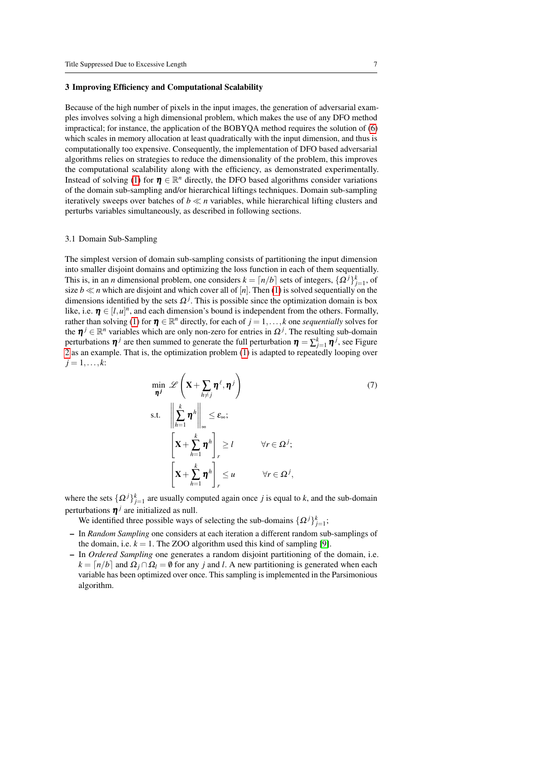## 3 Improving Efficiency and Computational Scalability

Because of the high number of pixels in the input images, the generation of adversarial examples involves solving a high dimensional problem, which makes the use of any DFO method impractical; for instance, the application of the BOBYQA method requires the solution of (6) which scales in memory allocation at least quadratically with the input dimension, and thus is computationally too expensive. Consequently, the implementation of DFO based adversarial algorithms relies on strategies to reduce the dimensionality of the problem, this improves the computational scalability along with the efficiency, as demonstrated experimentally. Instead of solving (1) for $\boldsymbol{\eta} \in \mathbb{R}^n$ directly, the DFO based algorithms consider variations of the domain sub-sampling and/or hierarchical liftings techniques. Domain sub-sampling iteratively sweeps over batches of $b \ll n$ variables, while hierarchical lifting clusters and perturbs variables simultaneously, as described in following sections.

### 3.1 Domain Sub-Sampling

The simplest version of domain sub-sampling consists of partitioning the input dimension into smaller disjoint domains and optimizing the loss function in each of them sequentially. This is, in an $n$ dimensional problem, one considers $k = \lceil n/b \rceil$ sets of integers, $\{\Omega^j\}_{j=1}^k$, of size $b \ll n$ which are disjoint and which cover all of $[n]$. Then (1) is solved sequentially on the dimensions identified by the sets $\Omega^j$. This is possible since the optimization domain is box like, i.e. $\boldsymbol{\eta} \in [l,u]^n$, and each dimension's bound is independent from the others. Formally, rather than solving (1) for $\boldsymbol{\eta} \in \mathbb{R}^n$ directly, for each of $j = 1, \dots, k$ one *sequentially* solves for the $\boldsymbol{\eta}^j \in \mathbb{R}^n$ variables which are only non-zero for entries in $\Omega^j$. The resulting sub-domain perturbations $\boldsymbol{\eta}^j$ are then summed to generate the full perturbation $\boldsymbol{\eta} = \sum_{j=1}^k \boldsymbol{\eta}^j$, see Figure 2 as an example. That is, the optimization problem (1) is adapted to repeatedly looping over $j = 1, \dots, k$:

$$
\begin{aligned}
\min_{\boldsymbol{\eta}^j} \quad & \mathscr{L}\left(\mathbf{X} + \sum_{h \neq j} \boldsymbol{\eta}^\ell, \boldsymbol{\eta}^j\right) \\
\text{s.t.} \quad & \left\| \sum_{h=1}^k \boldsymbol{\eta}^h \right\|_\infty \leq \varepsilon_\infty; \\
& \left[\mathbf{X} + \sum_{h=1}^k \boldsymbol{\eta}^h\right]_r \geq l \qquad \forall r \in \Omega^j; \\
& \left[\mathbf{X} + \sum_{h=1}^k \boldsymbol{\eta}^h\right]_r \leq u \qquad \forall r \in \Omega^j,
\end{aligned}
\tag{7}
$$

where the sets $\{\Omega^j\}_{j=1}^k$ are usually computed again once $j$ is equal to $k$, and the sub-domain perturbations $\boldsymbol{\eta}^j$ are initialized as null.

We identified three possible ways of selecting the sub-domains $\{\Omega^j\}_{j=1}^k$;

- In *Random Sampling* one considers at each iteration a different random sub-samplings of the domain, i.e. $k = 1$. The ZOO algorithm used this kind of sampling [9].
- In *Ordered Sampling* one generates a random disjoint partitioning of the domain, i.e. $k = \lceil n/b \rceil$ and $\Omega_j \cap \Omega_l = \emptyset$ for any $j$ and $l$. A new partitioning is generated when each variable has been optimized over once. This sampling is implemented in the Parsimonious algorithm.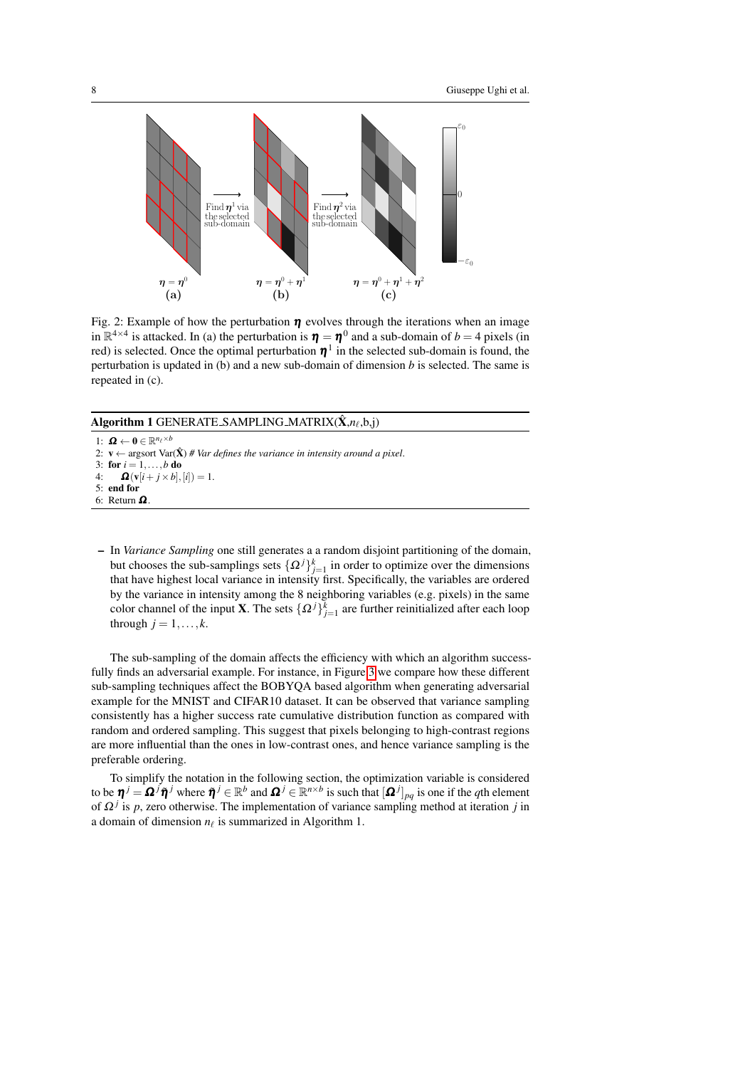Fig. 2: Example of how the perturbation $\boldsymbol{\eta}$ evolves through the iterations when an image in $\mathbb{R}^{4\times4}$ is attacked. In (a) the perturbation is $\boldsymbol{\eta} = \boldsymbol{\eta}^0$ and a sub-domain of $b = 4$ pixels (in red) is selected. Once the optimal perturbation $\boldsymbol{\eta}^1$ in the selected sub-domain is found, the perturbation is updated in (b) and a new sub-domain of dimension $b$ is selected. The same is repeated in (c).

**Algorithm 1** GENERATE_SAMPLING_MATRIX($\hat{\mathbf{X}}$,$n_\ell$,b,j)

1: $\boldsymbol{\Omega} \leftarrow \mathbf{0} \in \mathbb{R}^{n_\ell \times b}$
2: $\mathbf{v} \leftarrow$ argsort Var($\hat{\mathbf{X}}$) *# Var defines the variance in intensity around a pixel.*
3: **for** $i = 1,\ldots,b$ **do**
4: $\quad \boldsymbol{\Omega}(\mathbf{v}[i + j \times b], [i]) = 1.$
5: **end for**
6: Return $\boldsymbol{\Omega}$.

– In *Variance Sampling* one still generates a a random disjoint partitioning of the domain, but chooses the sub-samplings sets $\{\Omega^j\}_{j=1}^k$ in order to optimize over the dimensions that have highest local variance in intensity first. Specifically, the variables are ordered by the variance in intensity among the 8 neighboring variables (e.g. pixels) in the same color channel of the input $\mathbf{X}$. The sets $\{\Omega^j\}_{j=1}^k$ are further reinitialized after each loop through $j = 1,\ldots,k$.

The sub-sampling of the domain affects the efficiency with which an algorithm successfully finds an adversarial example. For instance, in Figure 3 we compare how these different sub-sampling techniques affect the BOBYQA based algorithm when generating adversarial example for the MNIST and CIFAR10 dataset. It can be observed that variance sampling consistently has a higher success rate cumulative distribution function as compared with random and ordered sampling. This suggest that pixels belonging to high-contrast regions are more influential than the ones in low-contrast ones, and hence variance sampling is the preferable ordering.

To simplify the notation in the following section, the optimization variable is considered to be $\boldsymbol{\eta}^j = \boldsymbol{\Omega}^j \tilde{\boldsymbol{\eta}}^j$ where $\tilde{\boldsymbol{\eta}}^j \in \mathbb{R}^b$ and $\boldsymbol{\Omega}^j \in \mathbb{R}^{n\times b}$ is such that $[\boldsymbol{\Omega}^j]_{pq}$ is one if the $q$th element of $\Omega^j$ is $p$, zero otherwise. The implementation of variance sampling method at iteration $j$ in a domain of dimension $n_\ell$ is summarized in Algorithm 1.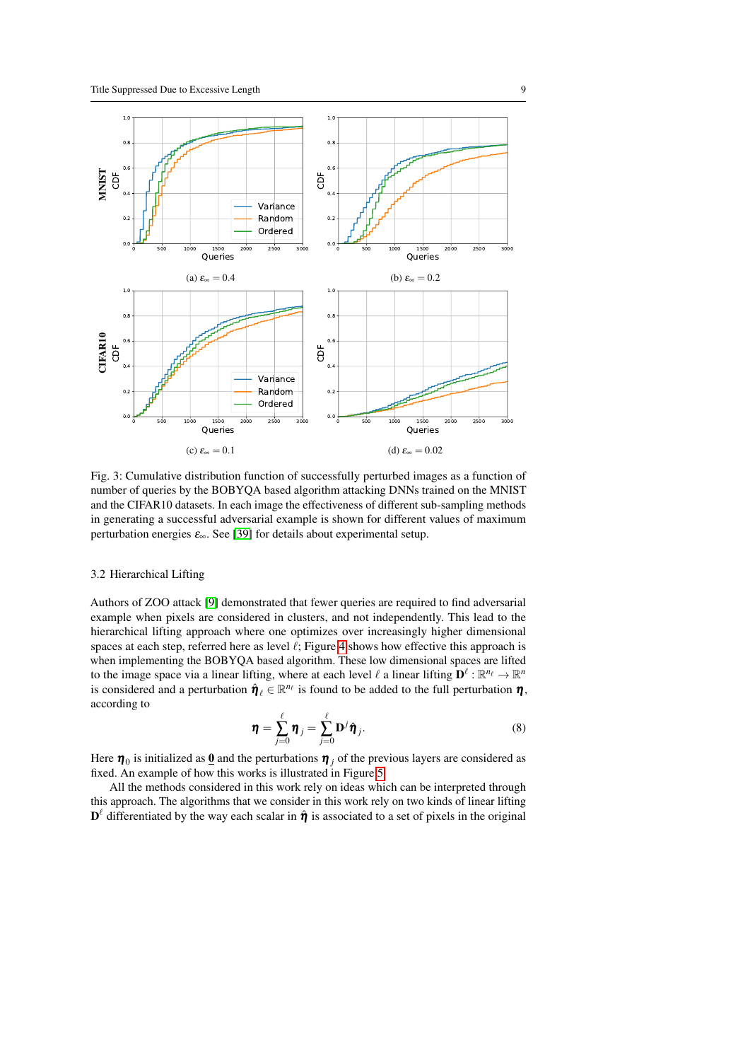(a) $\varepsilon_\infty = 0.4$

(b) $\varepsilon_\infty = 0.2$

(c) $\varepsilon_\infty = 0.1$

(d) $\varepsilon_\infty = 0.02$

Fig. 3: Cumulative distribution function of successfully perturbed images as a function of number of queries by the BOBYQA based algorithm attacking DNNs trained on the MNIST and the CIFAR10 datasets. In each image the effectiveness of different sub-sampling methods in generating a successful adversarial example is shown for different values of maximum perturbation energies $\varepsilon_\infty$. See [39] for details about experimental setup.

### 3.2 Hierarchical Lifting

Authors of ZOO attack [9] demonstrated that fewer queries are required to find adversarial example when pixels are considered in clusters, and not independently. This lead to the hierarchical lifting approach where one optimizes over increasingly higher dimensional spaces at each step, referred here as level $\ell$; Figure 4 shows how effective this approach is when implementing the BOBYQA based algorithm. These low dimensional spaces are lifted to the image space via a linear lifting, where at each level $\ell$ a linear lifting $\mathbf{D}^\ell : \mathbb{R}^{n_\ell} \to \mathbb{R}^n$ is considered and a perturbation $\hat{\boldsymbol{\eta}}_\ell \in \mathbb{R}^{n_\ell}$ is found to be added to the full perturbation $\boldsymbol{\eta}$, according to

$$\boldsymbol{\eta} = \sum_{j=0}^{\ell} \boldsymbol{\eta}_j = \sum_{j=0}^{\ell} \mathbf{D}^j \hat{\boldsymbol{\eta}}_j. \tag{8}$$

Here $\boldsymbol{\eta}_0$ is initialized as $\mathbf{0}$ and the perturbations $\boldsymbol{\eta}_j$ of the previous layers are considered as fixed. An example of how this works is illustrated in Figure 5.

All the methods considered in this work rely on ideas which can be interpreted through this approach. The algorithms that we consider in this work rely on two kinds of linear lifting $\mathbf{D}^\ell$ differentiated by the way each scalar in $\hat{\boldsymbol{\eta}}$ is associated to a set of pixels in the original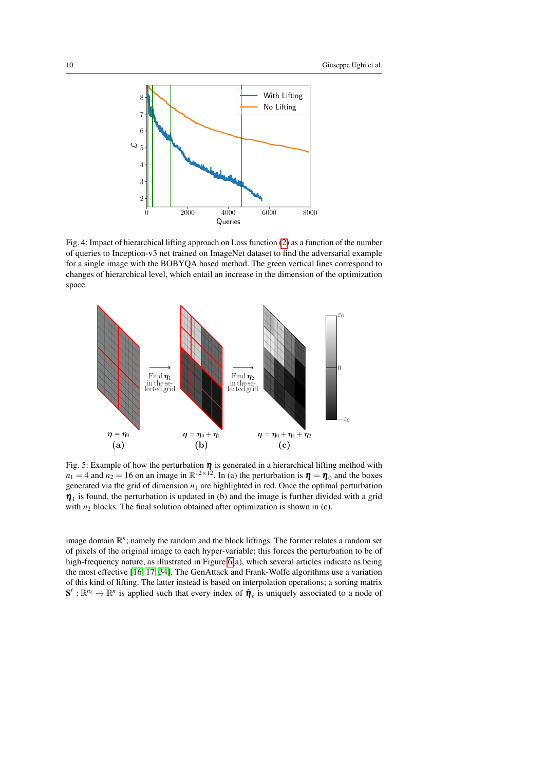Fig. 4: Impact of hierarchical lifting approach on Loss function (2) as a function of the number of queries to Inception-v3 net trained on ImageNet dataset to find the adversarial example for a single image with the BOBYQA based method. The green vertical lines correspond to changes of hierarchical level, which entail an increase in the dimension of the optimization space.

Fig. 5: Example of how the perturbation $\boldsymbol{\eta}$ is generated in a hierarchical lifting method with $n_1 = 4$ and $n_2 = 16$ on an image in $\mathbb{R}^{12\times 12}$. In (a) the perturbation is $\boldsymbol{\eta} = \boldsymbol{\eta}_0$ and the boxes generated via the grid of dimension $n_1$ are highlighted in red. Once the optimal perturbation $\boldsymbol{\eta}_1$ is found, the perturbation is updated in (b) and the image is further divided with a grid with $n_2$ blocks. The final solution obtained after optimization is shown in (c).

image domain $\mathbb{R}^n$; namely the random and the block liftings. The former relates a random set of pixels of the original image to each hyper-variable; this forces the perturbation to be of high-frequency nature, as illustrated in Figure 6(a), which several articles indicate as being the most effective [16, 17, 34]. The GenAttack and Frank-Wolfe algorithms use a variation of this kind of lifting. The latter instead is based on interpolation operations; a sorting matrix $\mathbf{S}^\ell : \mathbb{R}^{n_\ell} \to \mathbb{R}^n$ is applied such that every index of $\hat{\boldsymbol{\eta}}_\ell$ is uniquely associated to a node of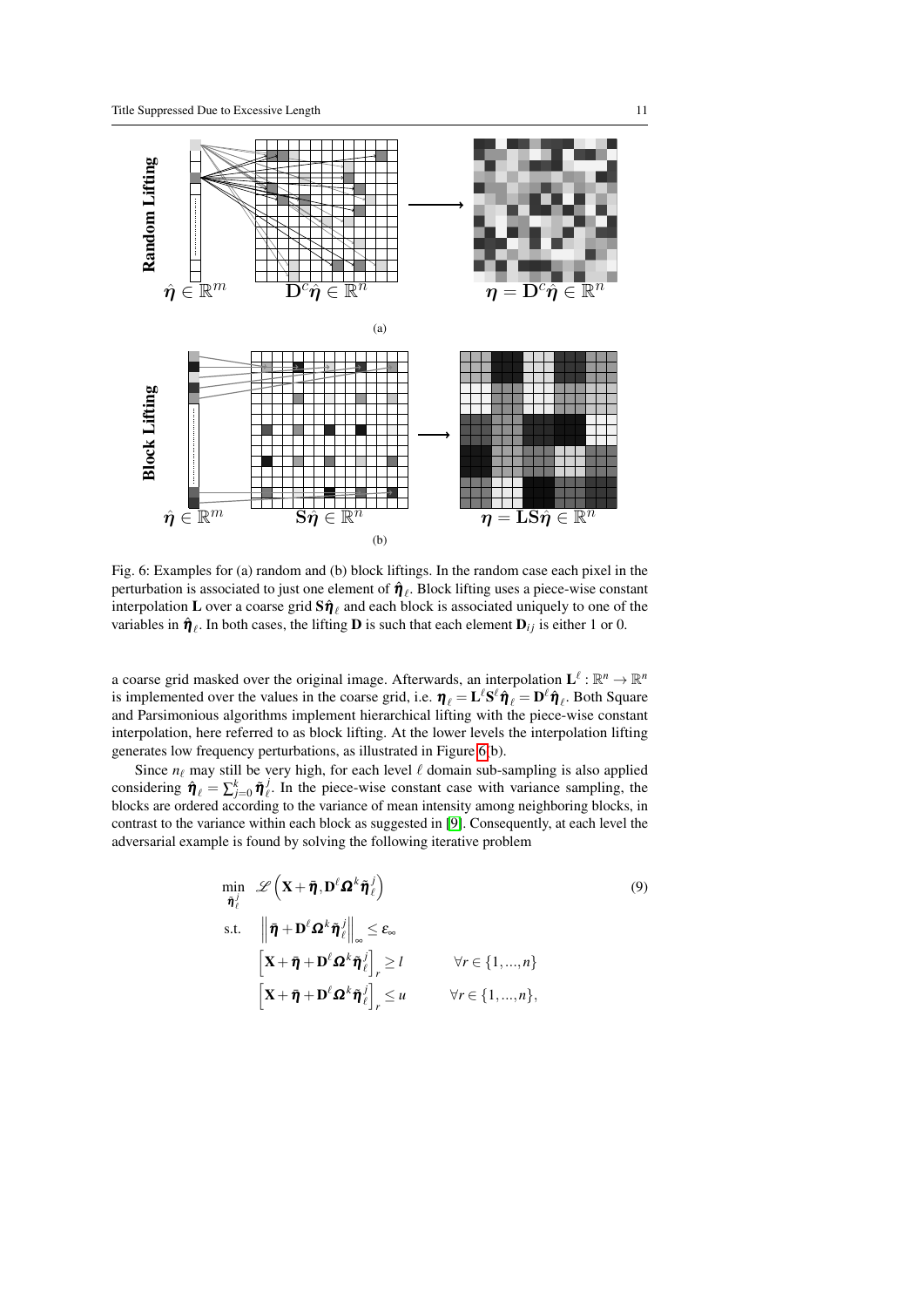(a)

(b)

Fig. 6: Examples for (a) random and (b) block liftings. In the random case each pixel in the perturbation is associated to just one element of $\hat{\boldsymbol{\eta}}_\ell$. Block lifting uses a piece-wise constant interpolation $\mathbf{L}$ over a coarse grid $\mathbf{S}\hat{\boldsymbol{\eta}}_\ell$ and each block is associated uniquely to one of the variables in $\hat{\boldsymbol{\eta}}_\ell$. In both cases, the lifting $\mathbf{D}$ is such that each element $\mathbf{D}_{ij}$ is either 1 or 0.

a coarse grid masked over the original image. Afterwards, an interpolation $\mathbf{L}^\ell : \mathbb{R}^n \to \mathbb{R}^n$ is implemented over the values in the coarse grid, i.e. $\boldsymbol{\eta}_\ell = \mathbf{L}^\ell \mathbf{S}^\ell \hat{\boldsymbol{\eta}}_\ell = \mathbf{D}^\ell \hat{\boldsymbol{\eta}}_\ell$. Both Square and Parsimonious algorithms implement hierarchical lifting with the piece-wise constant interpolation, here referred to as block lifting. At the lower levels the interpolation lifting generates low frequency perturbations, as illustrated in Figure 6(b).

Since $n_\ell$ may still be very high, for each level $\ell$ domain sub-sampling is also applied considering $\hat{\boldsymbol{\eta}}_\ell = \sum_{j=0}^{k} \tilde{\boldsymbol{\eta}}_\ell^j$. In the piece-wise constant case with variance sampling, the blocks are ordered according to the variance of mean intensity among neighboring blocks, in contrast to the variance within each block as suggested in [9]. Consequently, at each level the adversarial example is found by solving the following iterative problem

$$
\begin{aligned}
\min_{\tilde{\boldsymbol{\eta}}_\ell^j} \quad & \mathscr{L}\left(\mathbf{X} + \bar{\boldsymbol{\eta}}, \mathbf{D}^\ell \boldsymbol{\Omega}^k \tilde{\boldsymbol{\eta}}_\ell^j\right) \\
\text{s.t.} \quad & \left\| \bar{\boldsymbol{\eta}} + \mathbf{D}^\ell \boldsymbol{\Omega}^k \tilde{\boldsymbol{\eta}}_\ell^j \right\|_\infty \leq \varepsilon_\infty \\
& \left[\mathbf{X} + \bar{\boldsymbol{\eta}} + \mathbf{D}^\ell \boldsymbol{\Omega}^k \tilde{\boldsymbol{\eta}}_\ell^j\right]_r \geq l \qquad \forall r \in \{1, ..., n\} \\
& \left[\mathbf{X} + \bar{\boldsymbol{\eta}} + \mathbf{D}^\ell \boldsymbol{\Omega}^k \tilde{\boldsymbol{\eta}}_\ell^j\right]_r \leq u \qquad \forall r \in \{1, ..., n\},
\end{aligned}
\tag{9}
$$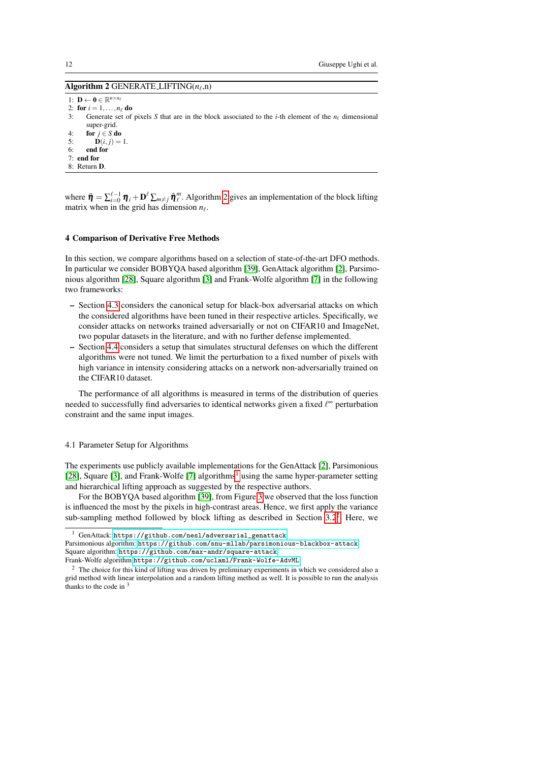**Algorithm 2** GENERATE_LIFTING($n_\ell$,n)

1: $\mathbf{D} \leftarrow \mathbf{0} \in \mathbb{R}^{n \times n_\ell}$
2: **for** $i = 1, \ldots, n_\ell$ **do**
3: Generate set of pixels $S$ that are in the block associated to the $i$-th element of the $n_\ell$ dimensional super-grid.
4: **for** $j \in S$ **do**
5: $\mathbf{D}(i, j) = 1$.
6: **end for**
7: **end for**
8: Return $\mathbf{D}$.

where $\bar{\boldsymbol{\eta}} = \sum_{i=0}^{\ell-1} \boldsymbol{\eta}_i + \mathbf{D}^\ell \sum_{m \neq j} \hat{\boldsymbol{\eta}}_\ell^m$. Algorithm 2 gives an implementation of the block lifting matrix when in the grid has dimension $n_\ell$.

## 4 Comparison of Derivative Free Methods

In this section, we compare algorithms based on a selection of state-of-the-art DFO methods. In particular we consider BOBYQA based algorithm [39], GenAttack algorithm [2], Parsimonious algorithm [28], Square algorithm [3] and Frank-Wolfe algorithm [7] in the following two frameworks:

- Section 4.3 considers the canonical setup for black-box adversarial attacks on which the considered algorithms have been tuned in their respective articles. Specifically, we consider attacks on networks trained adversarially or not on CIFAR10 and ImageNet, two popular datasets in the literature, and with no further defense implemented.
- Section 4.4 considers a setup that simulates structural defenses on which the different algorithms were not tuned. We limit the perturbation to a fixed number of pixels with high variance in intensity considering attacks on a network non-adversarially trained on the CIFAR10 dataset.

The performance of all algorithms is measured in terms of the distribution of queries needed to successfully find adversaries to identical networks given a fixed $\ell^\infty$ perturbation constraint and the same input images.

### 4.1 Parameter Setup for Algorithms

The experiments use publicly available implementations for the GenAttack [2], Parsimonious [28], Square [3], and Frank-Wolfe [7] algorithms[1] using the same hyper-parameter setting and hierarchical lifting approach as suggested by the respective authors.

For the BOBYQA based algorithm [39], from Figure 3 we observed that the loss function is influenced the most by the pixels in high-contrast areas. Hence, we first apply the variance sub-sampling method followed by block lifting as described in Section 3.2[2]. Here, we

---

[1] GenAttack: https://github.com/nesl/adversarial_genattack
Parsimonious algorithm: https://github.com/snu-mllab/parsimonious-blackbox-attack
Square algorithm: https://github.com/max-andr/square-attack
Frank-Wolfe algorithm https://github.com/uclaml/Frank-Wolfe-AdvML

[2] The choice for this kind of lifting was driven by preliminary experiments in which we considered also a grid method with linear interpolation and a random lifting method as well. It is possible to run the analysis thanks to the code in [3]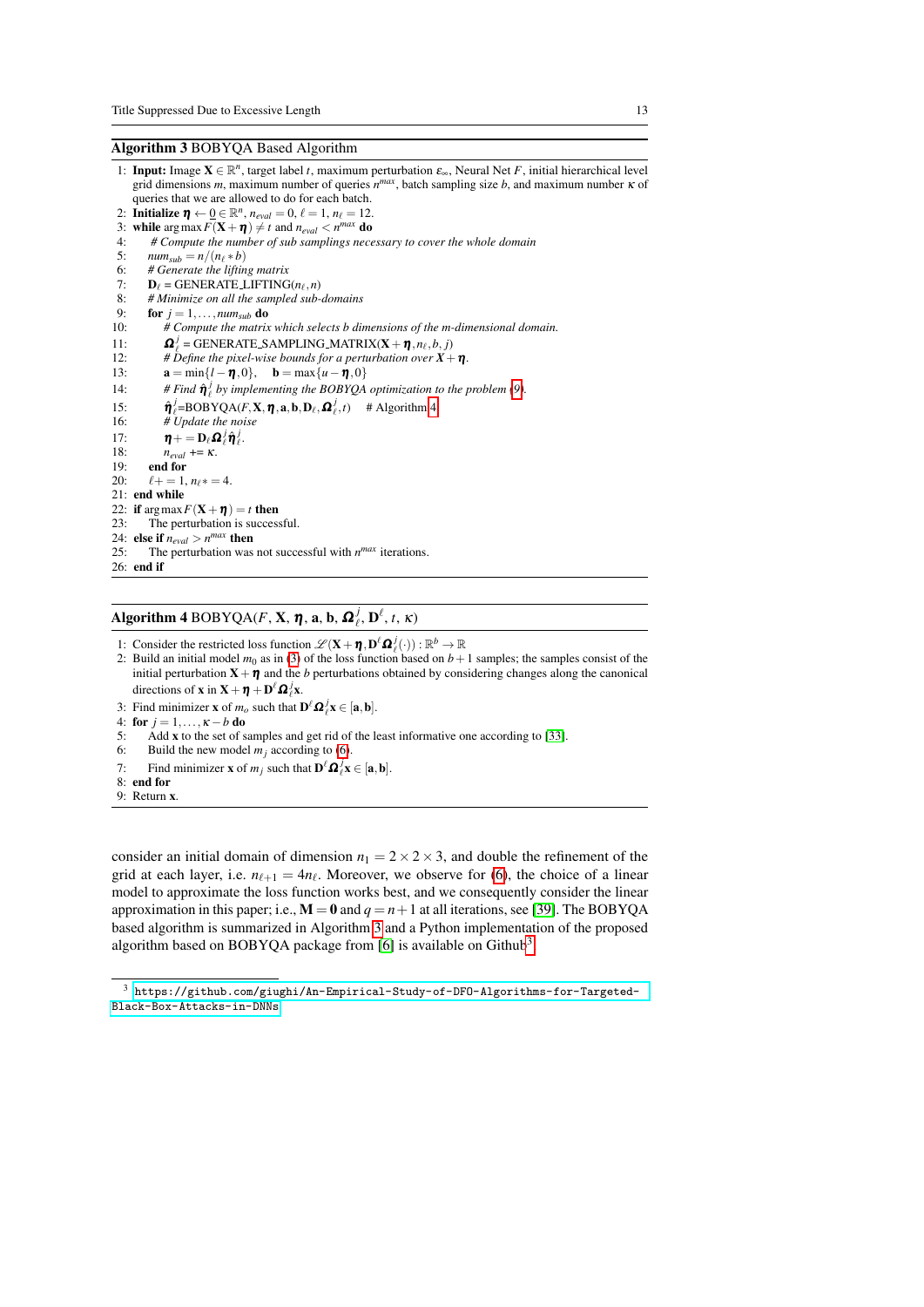**Algorithm 3** BOBYQA Based Algorithm

1: **Input:** Image $\mathbf{X} \in \mathbb{R}^n$, target label $t$, maximum perturbation $\varepsilon_\infty$, Neural Net $F$, initial hierarchical level grid dimensions $m$, maximum number of queries $n^{max}$, batch sampling size $b$, and maximum number $\kappa$ of queries that we are allowed to do for each batch.
2: **Initialize** $\boldsymbol{\eta} \leftarrow \underline{0} \in \mathbb{R}^n$, $n_{eval} = 0$, $\ell = 1$, $n_\ell = 12$.
3: **while** $\arg\max F(\mathbf{X}+\boldsymbol{\eta}) \neq t$ and $n_{eval} < n^{max}$ **do**
4: &nbsp;&nbsp;&nbsp;&nbsp;*# Compute the number of sub samplings necessary to cover the whole domain*
5: &nbsp;&nbsp;&nbsp;&nbsp;$num_{sub} = n/(n_\ell * b)$
6: &nbsp;&nbsp;&nbsp;&nbsp;*# Generate the lifting matrix*
7: &nbsp;&nbsp;&nbsp;&nbsp;$\mathbf{D}_\ell$ = GENERATE_LIFTING($n_\ell, n$)
8: &nbsp;&nbsp;&nbsp;&nbsp;*# Minimize on all the sampled sub-domains*
9: &nbsp;&nbsp;&nbsp;&nbsp;**for** $j = 1, \ldots, num_{sub}$ **do**
10: &nbsp;&nbsp;&nbsp;&nbsp;&nbsp;&nbsp;&nbsp;&nbsp;*# Compute the matrix which selects b dimensions of the m-dimensional domain.*
11: &nbsp;&nbsp;&nbsp;&nbsp;&nbsp;&nbsp;&nbsp;&nbsp;$\boldsymbol{\Omega}_\ell^j$ = GENERATE_SAMPLING_MATRIX($\mathbf{X}+\boldsymbol{\eta}, n_\ell, b, j$)
12: &nbsp;&nbsp;&nbsp;&nbsp;&nbsp;&nbsp;&nbsp;&nbsp;*# Define the pixel-wise bounds for a perturbation over* $X+\boldsymbol{\eta}$.
13: &nbsp;&nbsp;&nbsp;&nbsp;&nbsp;&nbsp;&nbsp;&nbsp;$\mathbf{a} = \min\{l-\boldsymbol{\eta}, 0\}$, &nbsp;&nbsp; $\mathbf{b} = \max\{u-\boldsymbol{\eta}, 0\}$
14: &nbsp;&nbsp;&nbsp;&nbsp;&nbsp;&nbsp;&nbsp;&nbsp;*# Find* $\hat{\boldsymbol{\eta}}_\ell^j$ *by implementing the BOBYQA optimization to the problem (9).*
15: &nbsp;&nbsp;&nbsp;&nbsp;&nbsp;&nbsp;&nbsp;&nbsp;$\hat{\boldsymbol{\eta}}_\ell^j$=BOBYQA($F, \mathbf{X}, \boldsymbol{\eta}, \mathbf{a}, \mathbf{b}, \mathbf{D}_\ell, \boldsymbol{\Omega}_\ell^j, t$) &nbsp;&nbsp; # Algorithm 4
16: &nbsp;&nbsp;&nbsp;&nbsp;&nbsp;&nbsp;&nbsp;&nbsp;*# Update the noise*
17: &nbsp;&nbsp;&nbsp;&nbsp;&nbsp;&nbsp;&nbsp;&nbsp;$\boldsymbol{\eta} += \mathbf{D}_\ell \boldsymbol{\Omega}_\ell^j \hat{\boldsymbol{\eta}}_\ell^j$.
18: &nbsp;&nbsp;&nbsp;&nbsp;&nbsp;&nbsp;&nbsp;&nbsp;$n_{eval}$ += $\kappa$.
19: &nbsp;&nbsp;&nbsp;&nbsp;**end for**
20: &nbsp;&nbsp;&nbsp;&nbsp;$\ell += 1$, $n_\ell *= 4$.
21: **end while**
22: **if** $\arg\max F(\mathbf{X}+\boldsymbol{\eta}) = t$ **then**
23: &nbsp;&nbsp;&nbsp;&nbsp;The perturbation is successful.
24: **else if** $n_{eval} > n^{max}$ **then**
25: &nbsp;&nbsp;&nbsp;&nbsp;The perturbation was not successful with $n^{max}$ iterations.
26: **end if**

**Algorithm 4** BOBYQA($F$, $\mathbf{X}$, $\boldsymbol{\eta}$, $\mathbf{a}$, $\mathbf{b}$, $\boldsymbol{\Omega}_\ell^j$, $\mathbf{D}^\ell$, $t$, $\kappa$)

1: Consider the restricted loss function $\mathscr{L}(\mathbf{X}+\boldsymbol{\eta}, \mathbf{D}^\ell \boldsymbol{\Omega}_\ell^j(\cdot)) : \mathbb{R}^b \to \mathbb{R}$
2: Build an initial model $m_0$ as in (3) of the loss function based on $b+1$ samples; the samples consist of the initial perturbation $\mathbf{X}+\boldsymbol{\eta}$ and the $b$ perturbations obtained by considering changes along the canonical directions of $\mathbf{x}$ in $\mathbf{X}+\boldsymbol{\eta}+\mathbf{D}^\ell \boldsymbol{\Omega}_\ell^j \mathbf{x}$.
3: Find minimizer $\mathbf{x}$ of $m_o$ such that $\mathbf{D}^\ell \boldsymbol{\Omega}_\ell^j \mathbf{x} \in [\mathbf{a}, \mathbf{b}]$.
4: **for** $j = 1, \ldots, \kappa - b$ **do**
5: &nbsp;&nbsp;&nbsp;&nbsp;Add $\mathbf{x}$ to the set of samples and get rid of the least informative one according to [33].
6: &nbsp;&nbsp;&nbsp;&nbsp;Build the new model $m_j$ according to (6).
7: &nbsp;&nbsp;&nbsp;&nbsp;Find minimizer $\mathbf{x}$ of $m_j$ such that $\mathbf{D}^\ell \boldsymbol{\Omega}_\ell^j \mathbf{x} \in [\mathbf{a}, \mathbf{b}]$.
8: **end for**
9: Return $\mathbf{x}$.

consider an initial domain of dimension $n_1 = 2 \times 2 \times 3$, and double the refinement of the grid at each layer, i.e. $n_{\ell+1} = 4n_\ell$. Moreover, we observe for (6), the choice of a linear model to approximate the loss function works best, and we consequently consider the linear approximation in this paper; i.e., $\mathbf{M} = \mathbf{0}$ and $q = n+1$ at all iterations, see [39]. The BOBYQA based algorithm is summarized in Algorithm 3 and a Python implementation of the proposed algorithm based on BOBYQA package from [6] is available on Github[3].

[3] https://github.com/giughi/An-Empirical-Study-of-DFO-Algorithms-for-Targeted-Black-Box-Attacks-in-DNNs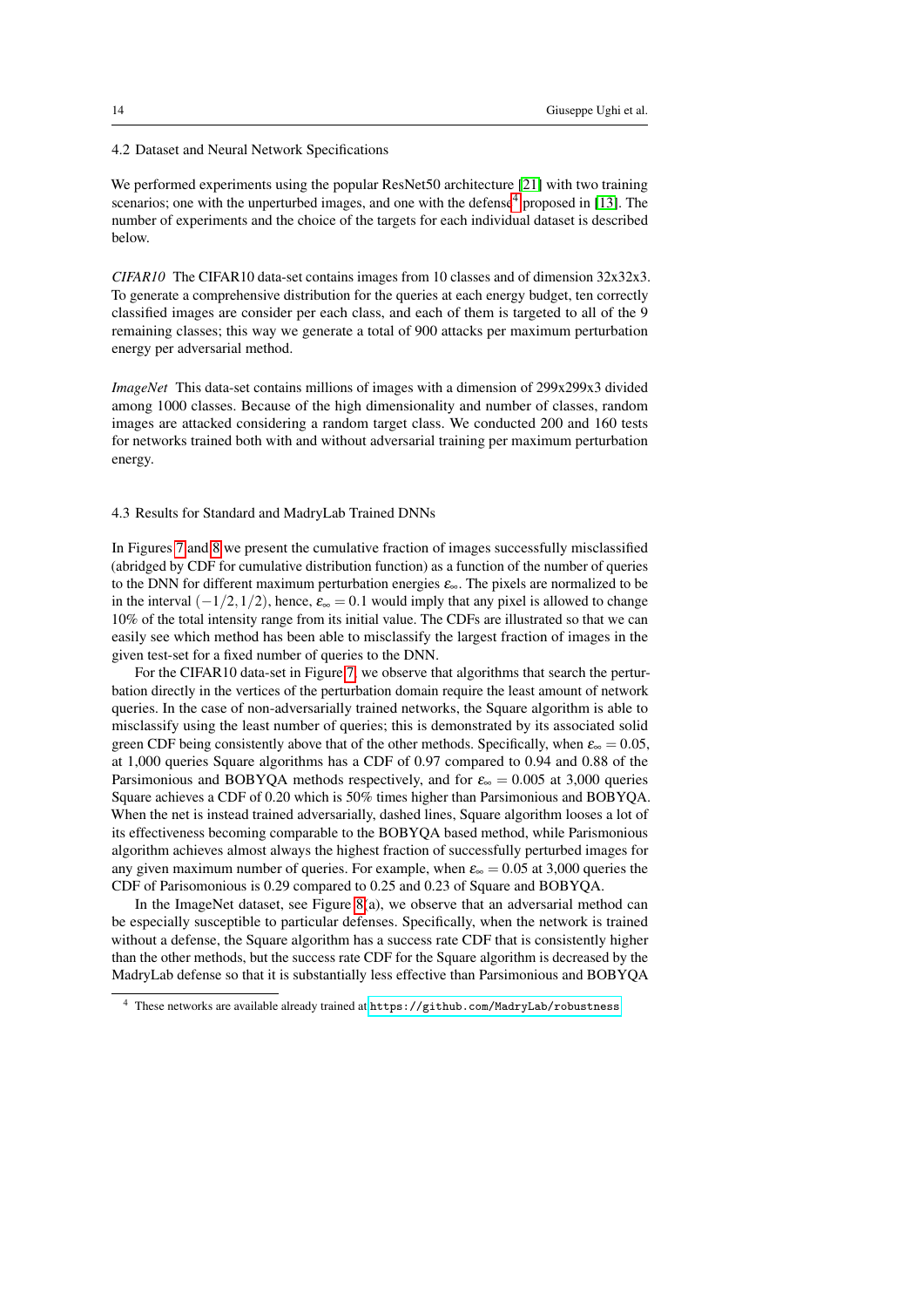### 4.2 Dataset and Neural Network Specifications

We performed experiments using the popular ResNet50 architecture [21] with two training scenarios; one with the unperturbed images, and one with the defense[4] proposed in [13]. The number of experiments and the choice of the targets for each individual dataset is described below.

*CIFAR10* The CIFAR10 data-set contains images from 10 classes and of dimension 32x32x3. To generate a comprehensive distribution for the queries at each energy budget, ten correctly classified images are consider per each class, and each of them is targeted to all of the 9 remaining classes; this way we generate a total of 900 attacks per maximum perturbation energy per adversarial method.

*ImageNet* This data-set contains millions of images with a dimension of 299x299x3 divided among 1000 classes. Because of the high dimensionality and number of classes, random images are attacked considering a random target class. We conducted 200 and 160 tests for networks trained both with and without adversarial training per maximum perturbation energy.

### 4.3 Results for Standard and MadryLab Trained DNNs

In Figures 7 and 8 we present the cumulative fraction of images successfully misclassified (abridged by CDF for cumulative distribution function) as a function of the number of queries to the DNN for different maximum perturbation energies $\varepsilon_\infty$. The pixels are normalized to be in the interval $(-1/2, 1/2)$, hence, $\varepsilon_\infty = 0.1$ would imply that any pixel is allowed to change 10% of the total intensity range from its initial value. The CDFs are illustrated so that we can easily see which method has been able to misclassify the largest fraction of images in the given test-set for a fixed number of queries to the DNN.

For the CIFAR10 data-set in Figure 7, we observe that algorithms that search the perturbation directly in the vertices of the perturbation domain require the least amount of network queries. In the case of non-adversarially trained networks, the Square algorithm is able to misclassify using the least number of queries; this is demonstrated by its associated solid green CDF being consistently above that of the other methods. Specifically, when $\varepsilon_\infty = 0.05$, at 1,000 queries Square algorithms has a CDF of 0.97 compared to 0.94 and 0.88 of the Parsimonious and BOBYQA methods respectively, and for $\varepsilon_\infty = 0.005$ at 3,000 queries Square achieves a CDF of 0.20 which is 50% times higher than Parsimonious and BOBYQA. When the net is instead trained adversarially, dashed lines, Square algorithm looses a lot of its effectiveness becoming comparable to the BOBYQA based method, while Parsimonious algorithm achieves almost always the highest fraction of successfully perturbed images for any given maximum number of queries. For example, when $\varepsilon_\infty = 0.05$ at 3,000 queries the CDF of Parisomonious is 0.29 compared to 0.25 and 0.23 of Square and BOBYQA.

In the ImageNet dataset, see Figure 8(a), we observe that an adversarial method can be especially susceptible to particular defenses. Specifically, when the network is trained without a defense, the Square algorithm has a success rate CDF that is consistently higher than the other methods, but the success rate CDF for the Square algorithm is decreased by the MadryLab defense so that it is substantially less effective than Parsimonious and BOBYQA

[4] These networks are available already trained at `https://github.com/MadryLab/robustness`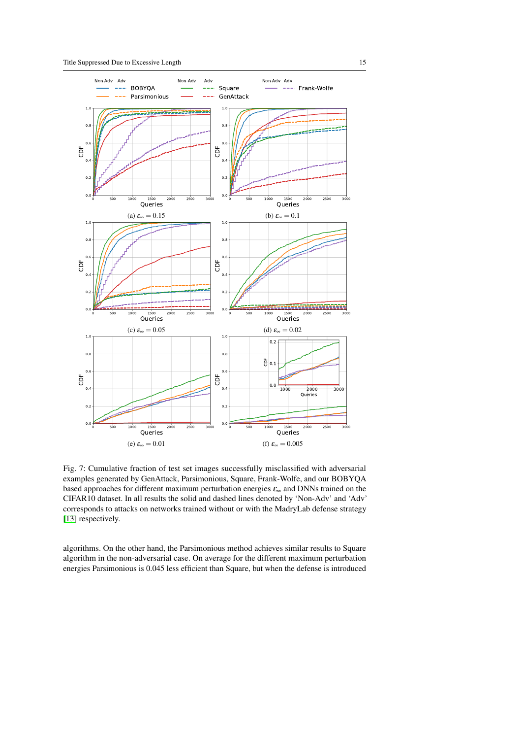Fig. 7: Cumulative fraction of test set images successfully misclassified with adversarial examples generated by GenAttack, Parsimonious, Square, Frank-Wolfe, and our BOBYQA based approaches for different maximum perturbation energies $\varepsilon_\infty$ and DNNs trained on the CIFAR10 dataset. In all results the solid and dashed lines denoted by 'Non-Adv' and 'Adv' corresponds to attacks on networks trained without or with the MadryLab defense strategy [13] respectively.

algorithms. On the other hand, the Parsimonious method achieves similar results to Square algorithm in the non-adversarial case. On average for the different maximum perturbation energies Parsimonious is 0.045 less efficient than Square, but when the defense is introduced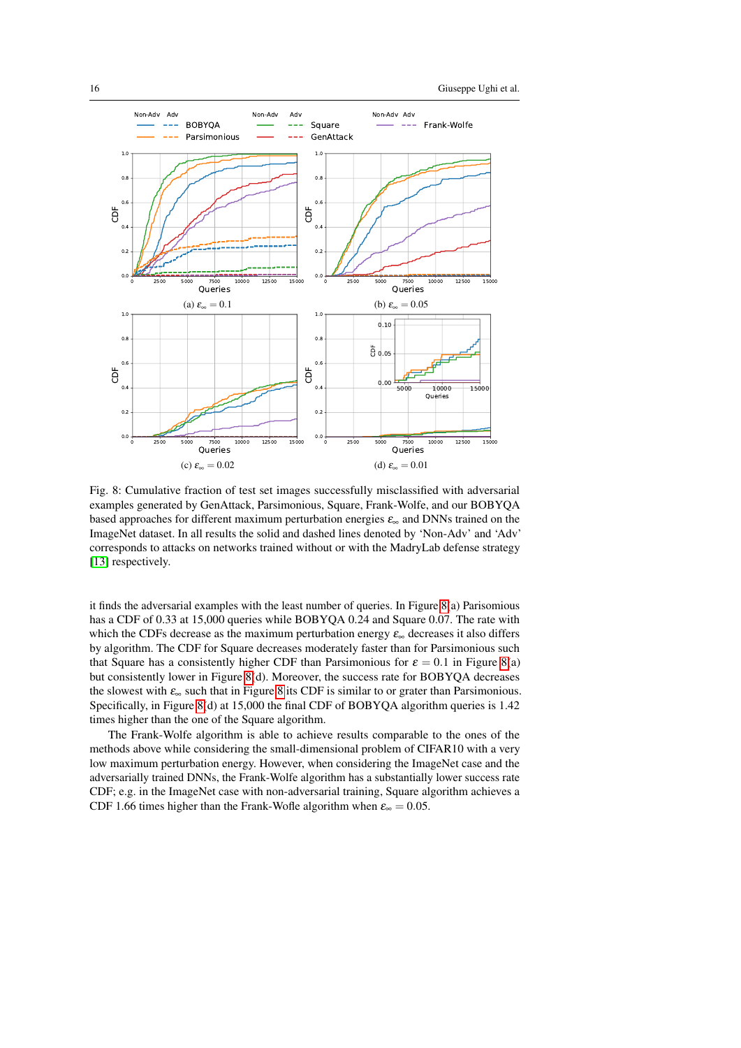Fig. 8: Cumulative fraction of test set images successfully misclassified with adversarial examples generated by GenAttack, Parsimonious, Square, Frank-Wolfe, and our BOBYQA based approaches for different maximum perturbation energies $\varepsilon_\infty$ and DNNs trained on the ImageNet dataset. In all results the solid and dashed lines denoted by 'Non-Adv' and 'Adv' corresponds to attacks on networks trained without or with the MadryLab defense strategy [13] respectively.

it finds the adversarial examples with the least number of queries. In Figure 8(a) Parisomious has a CDF of 0.33 at 15,000 queries while BOBYQA 0.24 and Square 0.07. The rate with which the CDFs decrease as the maximum perturbation energy $\varepsilon_\infty$ decreases it also differs by algorithm. The CDF for Square decreases moderately faster than for Parsimonious such that Square has a consistently higher CDF than Parsimonious for $\varepsilon = 0.1$ in Figure 8(a) but consistently lower in Figure 8(d). Moreover, the success rate for BOBYQA decreases the slowest with $\varepsilon_\infty$ such that in Figure 8 its CDF is similar to or grater than Parsimonious. Specifically, in Figure 8(d) at 15,000 the final CDF of BOBYQA algorithm queries is 1.42 times higher than the one of the Square algorithm.

The Frank-Wolfe algorithm is able to achieve results comparable to the ones of the methods above while considering the small-dimensional problem of CIFAR10 with a very low maximum perturbation energy. However, when considering the ImageNet case and the adversarially trained DNNs, the Frank-Wolfe algorithm has a substantially lower success rate CDF; e.g. in the ImageNet case with non-adversarial training, Square algorithm achieves a CDF 1.66 times higher than the Frank-Wofle algorithm when $\varepsilon_\infty = 0.05$.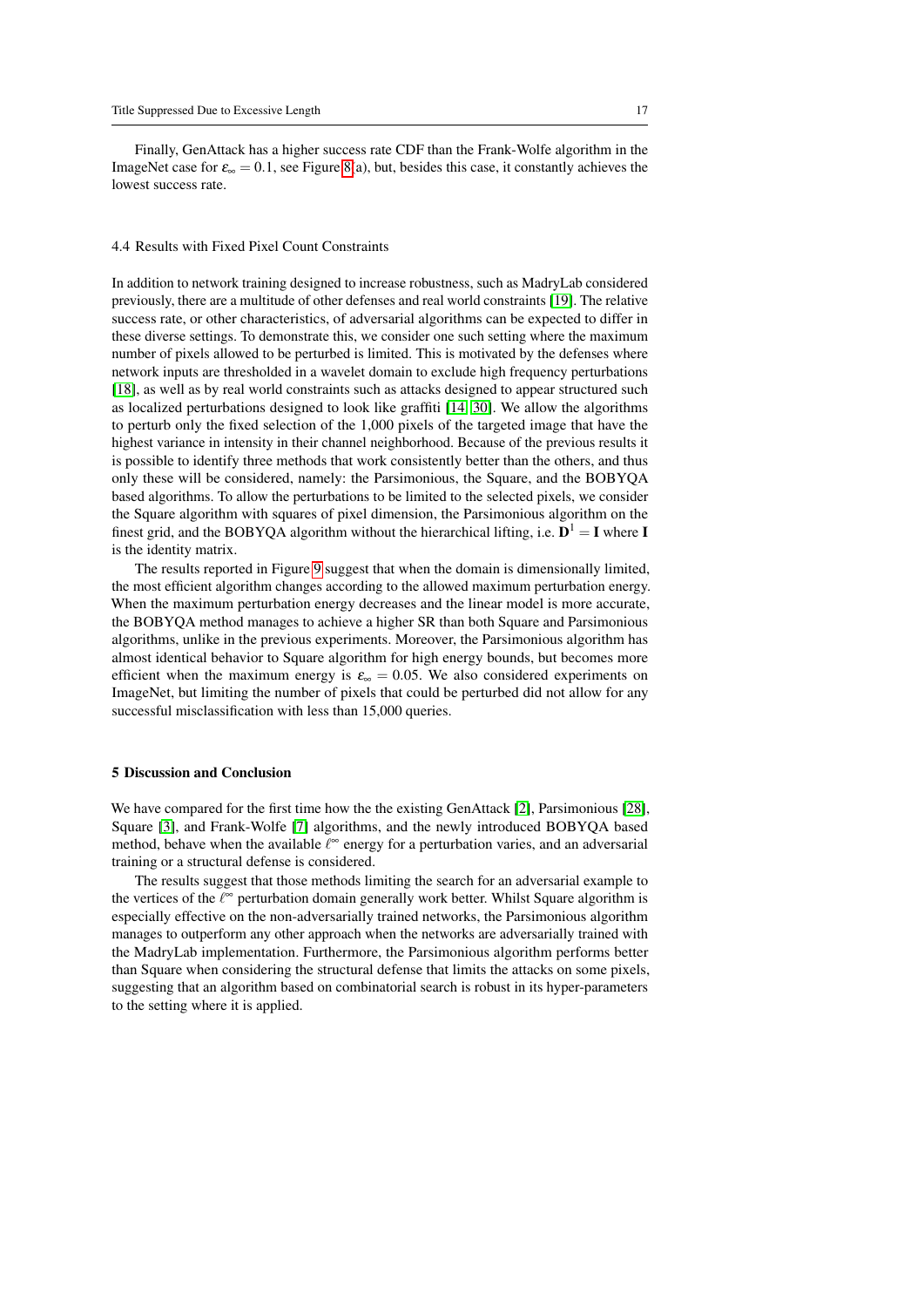Finally, GenAttack has a higher success rate CDF than the Frank-Wolfe algorithm in the ImageNet case for $\varepsilon_\infty = 0.1$, see Figure 8(a), but, besides this case, it constantly achieves the lowest success rate.

### 4.4 Results with Fixed Pixel Count Constraints

In addition to network training designed to increase robustness, such as MadryLab considered previously, there are a multitude of other defenses and real world constraints [19]. The relative success rate, or other characteristics, of adversarial algorithms can be expected to differ in these diverse settings. To demonstrate this, we consider one such setting where the maximum number of pixels allowed to be perturbed is limited. This is motivated by the defenses where network inputs are thresholded in a wavelet domain to exclude high frequency perturbations [18], as well as by real world constraints such as attacks designed to appear structured such as localized perturbations designed to look like graffiti [14, 30]. We allow the algorithms to perturb only the fixed selection of the 1,000 pixels of the targeted image that have the highest variance in intensity in their channel neighborhood. Because of the previous results it is possible to identify three methods that work consistently better than the others, and thus only these will be considered, namely: the Parsimonious, the Square, and the BOBYQA based algorithms. To allow the perturbations to be limited to the selected pixels, we consider the Square algorithm with squares of pixel dimension, the Parsimonious algorithm on the finest grid, and the BOBYQA algorithm without the hierarchical lifting, i.e. $\mathbf{D}^1 = \mathbf{I}$ where $\mathbf{I}$ is the identity matrix.

The results reported in Figure 9 suggest that when the domain is dimensionally limited, the most efficient algorithm changes according to the allowed maximum perturbation energy. When the maximum perturbation energy decreases and the linear model is more accurate, the BOBYQA method manages to achieve a higher SR than both Square and Parsimonious algorithms, unlike in the previous experiments. Moreover, the Parsimonious algorithm has almost identical behavior to Square algorithm for high energy bounds, but becomes more efficient when the maximum energy is $\varepsilon_\infty = 0.05$. We also considered experiments on ImageNet, but limiting the number of pixels that could be perturbed did not allow for any successful misclassification with less than 15,000 queries.

## 5 Discussion and Conclusion

We have compared for the first time how the the existing GenAttack [2], Parsimonious [28], Square [3], and Frank-Wolfe [7] algorithms, and the newly introduced BOBYQA based method, behave when the available $\ell^\infty$ energy for a perturbation varies, and an adversarial training or a structural defense is considered.

The results suggest that those methods limiting the search for an adversarial example to the vertices of the $\ell^\infty$ perturbation domain generally work better. Whilst Square algorithm is especially effective on the non-adversarially trained networks, the Parsimonious algorithm manages to outperform any other approach when the networks are adversarially trained with the MadryLab implementation. Furthermore, the Parsimonious algorithm performs better than Square when considering the structural defense that limits the attacks on some pixels, suggesting that an algorithm based on combinatorial search is robust in its hyper-parameters to the setting where it is applied.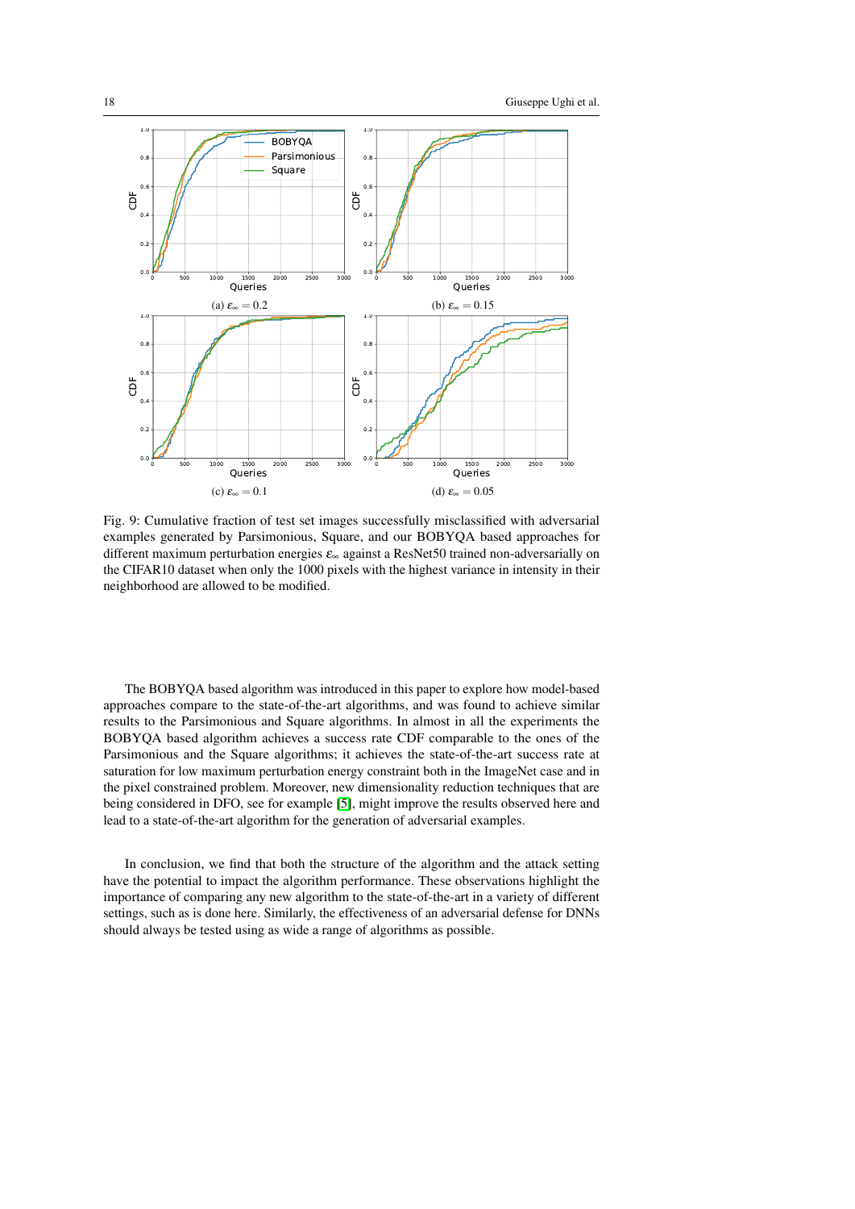(a) $\varepsilon_\infty = 0.2$

(b) $\varepsilon_\infty = 0.15$

(c) $\varepsilon_\infty = 0.1$

(d) $\varepsilon_\infty = 0.05$

Fig. 9: Cumulative fraction of test set images successfully misclassified with adversarial examples generated by Parsimonious, Square, and our BOBYQA based approaches for different maximum perturbation energies $\varepsilon_\infty$ against a ResNet50 trained non-adversarially on the CIFAR10 dataset when only the 1000 pixels with the highest variance in intensity in their neighborhood are allowed to be modified.

The BOBYQA based algorithm was introduced in this paper to explore how model-based approaches compare to the state-of-the-art algorithms, and was found to achieve similar results to the Parsimonious and Square algorithms. In almost in all the experiments the BOBYQA based algorithm achieves a success rate CDF comparable to the ones of the Parsimonious and the Square algorithms; it achieves the state-of-the-art success rate at saturation for low maximum perturbation energy constraint both in the ImageNet case and in the pixel constrained problem. Moreover, new dimensionality reduction techniques that are being considered in DFO, see for example [5], might improve the results observed here and lead to a state-of-the-art algorithm for the generation of adversarial examples.

In conclusion, we find that both the structure of the algorithm and the attack setting have the potential to impact the algorithm performance. These observations highlight the importance of comparing any new algorithm to the state-of-the-art in a variety of different settings, such as is done here. Similarly, the effectiveness of an adversarial defense for DNNs should always be tested using as wide a range of algorithms as possible.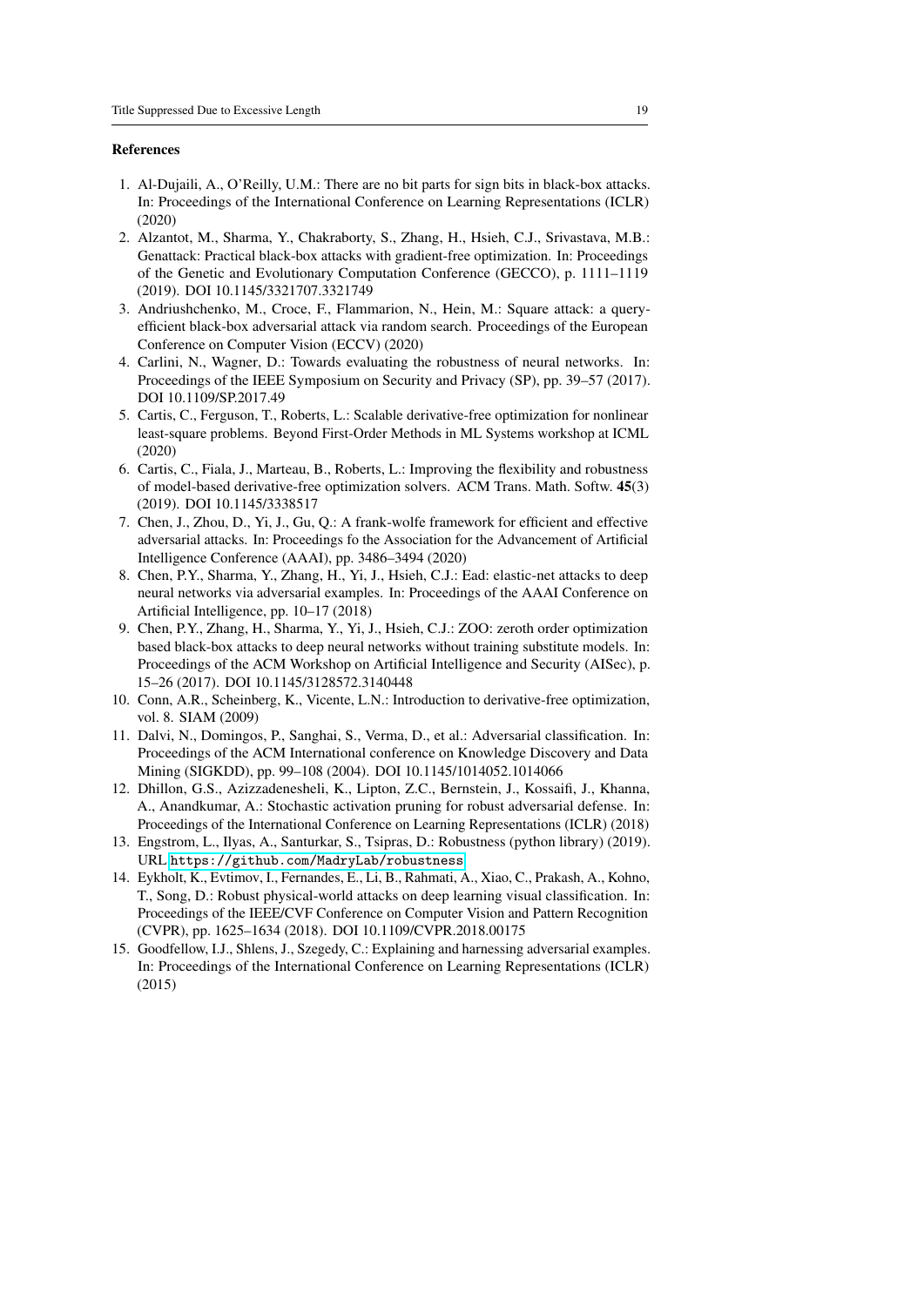## References

1. Al-Dujaili, A., O'Reilly, U.M.: There are no bit parts for sign bits in black-box attacks. In: Proceedings of the International Conference on Learning Representations (ICLR) (2020)
2. Alzantot, M., Sharma, Y., Chakraborty, S., Zhang, H., Hsieh, C.J., Srivastava, M.B.: Genattack: Practical black-box attacks with gradient-free optimization. In: Proceedings of the Genetic and Evolutionary Computation Conference (GECCO), p. 1111–1119 (2019). DOI 10.1145/3321707.3321749
3. Andriushchenko, M., Croce, F., Flammarion, N., Hein, M.: Square attack: a query-efficient black-box adversarial attack via random search. Proceedings of the European Conference on Computer Vision (ECCV) (2020)
4. Carlini, N., Wagner, D.: Towards evaluating the robustness of neural networks. In: Proceedings of the IEEE Symposium on Security and Privacy (SP), pp. 39–57 (2017). DOI 10.1109/SP.2017.49
5. Cartis, C., Ferguson, T., Roberts, L.: Scalable derivative-free optimization for nonlinear least-square problems. Beyond First-Order Methods in ML Systems workshop at ICML (2020)
6. Cartis, C., Fiala, J., Marteau, B., Roberts, L.: Improving the flexibility and robustness of model-based derivative-free optimization solvers. ACM Trans. Math. Softw. **45**(3) (2019). DOI 10.1145/3338517
7. Chen, J., Zhou, D., Yi, J., Gu, Q.: A frank-wolfe framework for efficient and effective adversarial attacks. In: Proceedings fo the Association for the Advancement of Artificial Intelligence Conference (AAAI), pp. 3486–3494 (2020)
8. Chen, P.Y., Sharma, Y., Zhang, H., Yi, J., Hsieh, C.J.: Ead: elastic-net attacks to deep neural networks via adversarial examples. In: Proceedings of the AAAI Conference on Artificial Intelligence, pp. 10–17 (2018)
9. Chen, P.Y., Zhang, H., Sharma, Y., Yi, J., Hsieh, C.J.: ZOO: zeroth order optimization based black-box attacks to deep neural networks without training substitute models. In: Proceedings of the ACM Workshop on Artificial Intelligence and Security (AISec), p. 15–26 (2017). DOI 10.1145/3128572.3140448
10. Conn, A.R., Scheinberg, K., Vicente, L.N.: Introduction to derivative-free optimization, vol. 8. SIAM (2009)
11. Dalvi, N., Domingos, P., Sanghai, S., Verma, D., et al.: Adversarial classification. In: Proceedings of the ACM International conference on Knowledge Discovery and Data Mining (SIGKDD), pp. 99–108 (2004). DOI 10.1145/1014052.1014066
12. Dhillon, G.S., Azizzadenesheli, K., Lipton, Z.C., Bernstein, J., Kossaifi, J., Khanna, A., Anandkumar, A.: Stochastic activation pruning for robust adversarial defense. In: Proceedings of the International Conference on Learning Representations (ICLR) (2018)
13. Engstrom, L., Ilyas, A., Santurkar, S., Tsipras, D.: Robustness (python library) (2019). URL https://github.com/MadryLab/robustness
14. Eykholt, K., Evtimov, I., Fernandes, E., Li, B., Rahmati, A., Xiao, C., Prakash, A., Kohno, T., Song, D.: Robust physical-world attacks on deep learning visual classification. In: Proceedings of the IEEE/CVF Conference on Computer Vision and Pattern Recognition (CVPR), pp. 1625–1634 (2018). DOI 10.1109/CVPR.2018.00175
15. Goodfellow, I.J., Shlens, J., Szegedy, C.: Explaining and harnessing adversarial examples. In: Proceedings of the International Conference on Learning Representations (ICLR) (2015)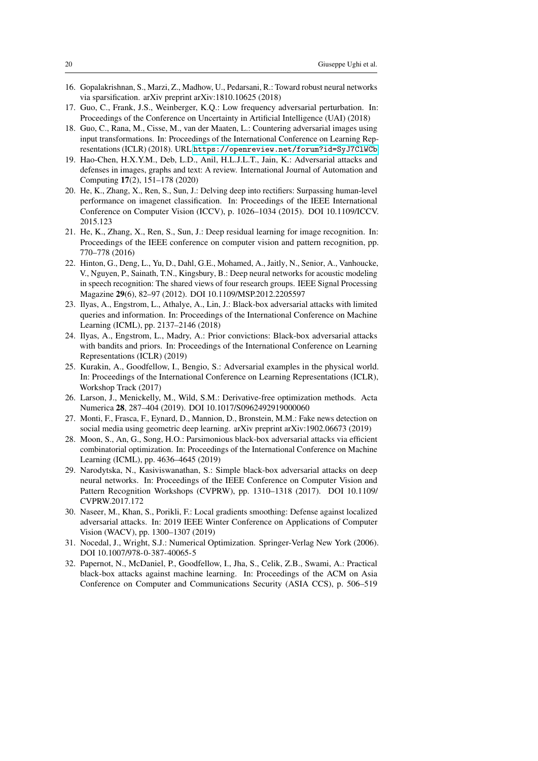16. Gopalakrishnan, S., Marzi, Z., Madhow, U., Pedarsani, R.: Toward robust neural networks via sparsification. arXiv preprint arXiv:1810.10625 (2018)
17. Guo, C., Frank, J.S., Weinberger, K.Q.: Low frequency adversarial perturbation. In: Proceedings of the Conference on Uncertainty in Artificial Intelligence (UAI) (2018)
18. Guo, C., Rana, M., Cisse, M., van der Maaten, L.: Countering adversarial images using input transformations. In: Proceedings of the International Conference on Learning Representations (ICLR) (2018). URL https://openreview.net/forum?id=SyJ7ClWCb
19. Hao-Chen, H.X.Y.M., Deb, L.D., Anil, H.L.J.L.T., Jain, K.: Adversarial attacks and defenses in images, graphs and text: A review. International Journal of Automation and Computing **17**(2), 151–178 (2020)
20. He, K., Zhang, X., Ren, S., Sun, J.: Delving deep into rectifiers: Surpassing human-level performance on imagenet classification. In: Proceedings of the IEEE International Conference on Computer Vision (ICCV), p. 1026–1034 (2015). DOI 10.1109/ICCV.2015.123
21. He, K., Zhang, X., Ren, S., Sun, J.: Deep residual learning for image recognition. In: Proceedings of the IEEE conference on computer vision and pattern recognition, pp. 770–778 (2016)
22. Hinton, G., Deng, L., Yu, D., Dahl, G.E., Mohamed, A., Jaitly, N., Senior, A., Vanhoucke, V., Nguyen, P., Sainath, T.N., Kingsbury, B.: Deep neural networks for acoustic modeling in speech recognition: The shared views of four research groups. IEEE Signal Processing Magazine **29**(6), 82–97 (2012). DOI 10.1109/MSP.2012.2205597
23. Ilyas, A., Engstrom, L., Athalye, A., Lin, J.: Black-box adversarial attacks with limited queries and information. In: Proceedings of the International Conference on Machine Learning (ICML), pp. 2137–2146 (2018)
24. Ilyas, A., Engstrom, L., Madry, A.: Prior convictions: Black-box adversarial attacks with bandits and priors. In: Proceedings of the International Conference on Learning Representations (ICLR) (2019)
25. Kurakin, A., Goodfellow, I., Bengio, S.: Adversarial examples in the physical world. In: Proceedings of the International Conference on Learning Representations (ICLR), Workshop Track (2017)
26. Larson, J., Menickelly, M., Wild, S.M.: Derivative-free optimization methods. Acta Numerica **28**, 287–404 (2019). DOI 10.1017/S0962492919000060
27. Monti, F., Frasca, F., Eynard, D., Mannion, D., Bronstein, M.M.: Fake news detection on social media using geometric deep learning. arXiv preprint arXiv:1902.06673 (2019)
28. Moon, S., An, G., Song, H.O.: Parsimonious black-box adversarial attacks via efficient combinatorial optimization. In: Proceedings of the International Conference on Machine Learning (ICML), pp. 4636–4645 (2019)
29. Narodytska, N., Kasiviswanathan, S.: Simple black-box adversarial attacks on deep neural networks. In: Proceedings of the IEEE Conference on Computer Vision and Pattern Recognition Workshops (CVPRW), pp. 1310–1318 (2017). DOI 10.1109/CVPRW.2017.172
30. Naseer, M., Khan, S., Porikli, F.: Local gradients smoothing: Defense against localized adversarial attacks. In: 2019 IEEE Winter Conference on Applications of Computer Vision (WACV), pp. 1300–1307 (2019)
31. Nocedal, J., Wright, S.J.: Numerical Optimization. Springer-Verlag New York (2006). DOI 10.1007/978-0-387-40065-5
32. Papernot, N., McDaniel, P., Goodfellow, I., Jha, S., Celik, Z.B., Swami, A.: Practical black-box attacks against machine learning. In: Proceedings of the ACM on Asia Conference on Computer and Communications Security (ASIA CCS), p. 506–519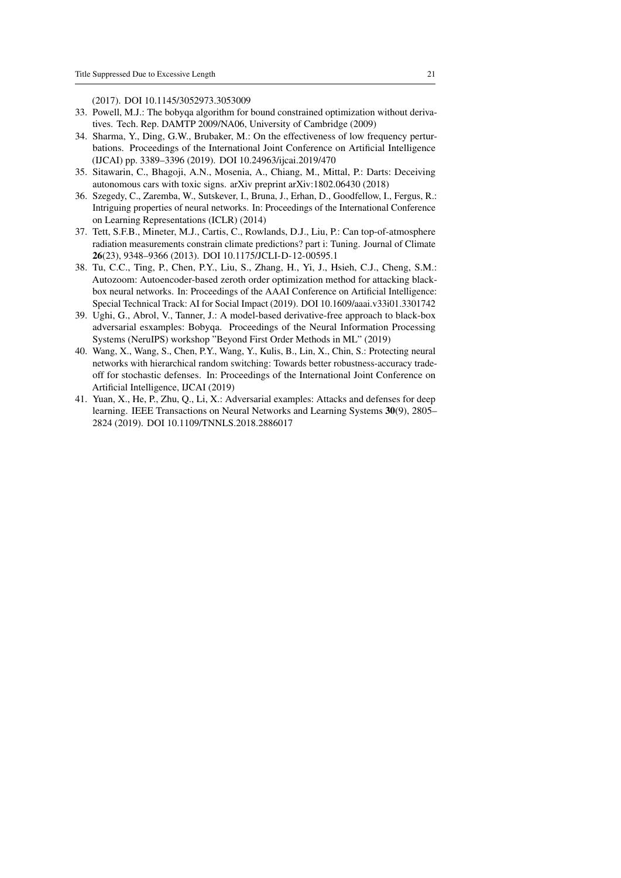(2017). DOI 10.1145/3052973.3053009

33. Powell, M.J.: The bobyqa algorithm for bound constrained optimization without derivatives. Tech. Rep. DAMTP 2009/NA06, University of Cambridge (2009)
34. Sharma, Y., Ding, G.W., Brubaker, M.: On the effectiveness of low frequency perturbations. Proceedings of the International Joint Conference on Artificial Intelligence (IJCAI) pp. 3389–3396 (2019). DOI 10.24963/ijcai.2019/470
35. Sitawarin, C., Bhagoji, A.N., Mosenia, A., Chiang, M., Mittal, P.: Darts: Deceiving autonomous cars with toxic signs. arXiv preprint arXiv:1802.06430 (2018)
36. Szegedy, C., Zaremba, W., Sutskever, I., Bruna, J., Erhan, D., Goodfellow, I., Fergus, R.: Intriguing properties of neural networks. In: Proceedings of the International Conference on Learning Representations (ICLR) (2014)
37. Tett, S.F.B., Mineter, M.J., Cartis, C., Rowlands, D.J., Liu, P.: Can top-of-atmosphere radiation measurements constrain climate predictions? part i: Tuning. Journal of Climate **26**(23), 9348–9366 (2013). DOI 10.1175/JCLI-D-12-00595.1
38. Tu, C.C., Ting, P., Chen, P.Y., Liu, S., Zhang, H., Yi, J., Hsieh, C.J., Cheng, S.M.: Autozoom: Autoencoder-based zeroth order optimization method for attacking black-box neural networks. In: Proceedings of the AAAI Conference on Artificial Intelligence: Special Technical Track: AI for Social Impact (2019). DOI 10.1609/aaai.v33i01.3301742
39. Ughi, G., Abrol, V., Tanner, J.: A model-based derivative-free approach to black-box adversarial esxamples: Bobyqa. Proceedings of the Neural Information Processing Systems (NeruIPS) workshop "Beyond First Order Methods in ML" (2019)
40. Wang, X., Wang, S., Chen, P.Y., Wang, Y., Kulis, B., Lin, X., Chin, S.: Protecting neural networks with hierarchical random switching: Towards better robustness-accuracy trade-off for stochastic defenses. In: Proceedings of the International Joint Conference on Artificial Intelligence, IJCAI (2019)
41. Yuan, X., He, P., Zhu, Q., Li, X.: Adversarial examples: Attacks and defenses for deep learning. IEEE Transactions on Neural Networks and Learning Systems **30**(9), 2805–2824 (2019). DOI 10.1109/TNNLS.2018.2886017